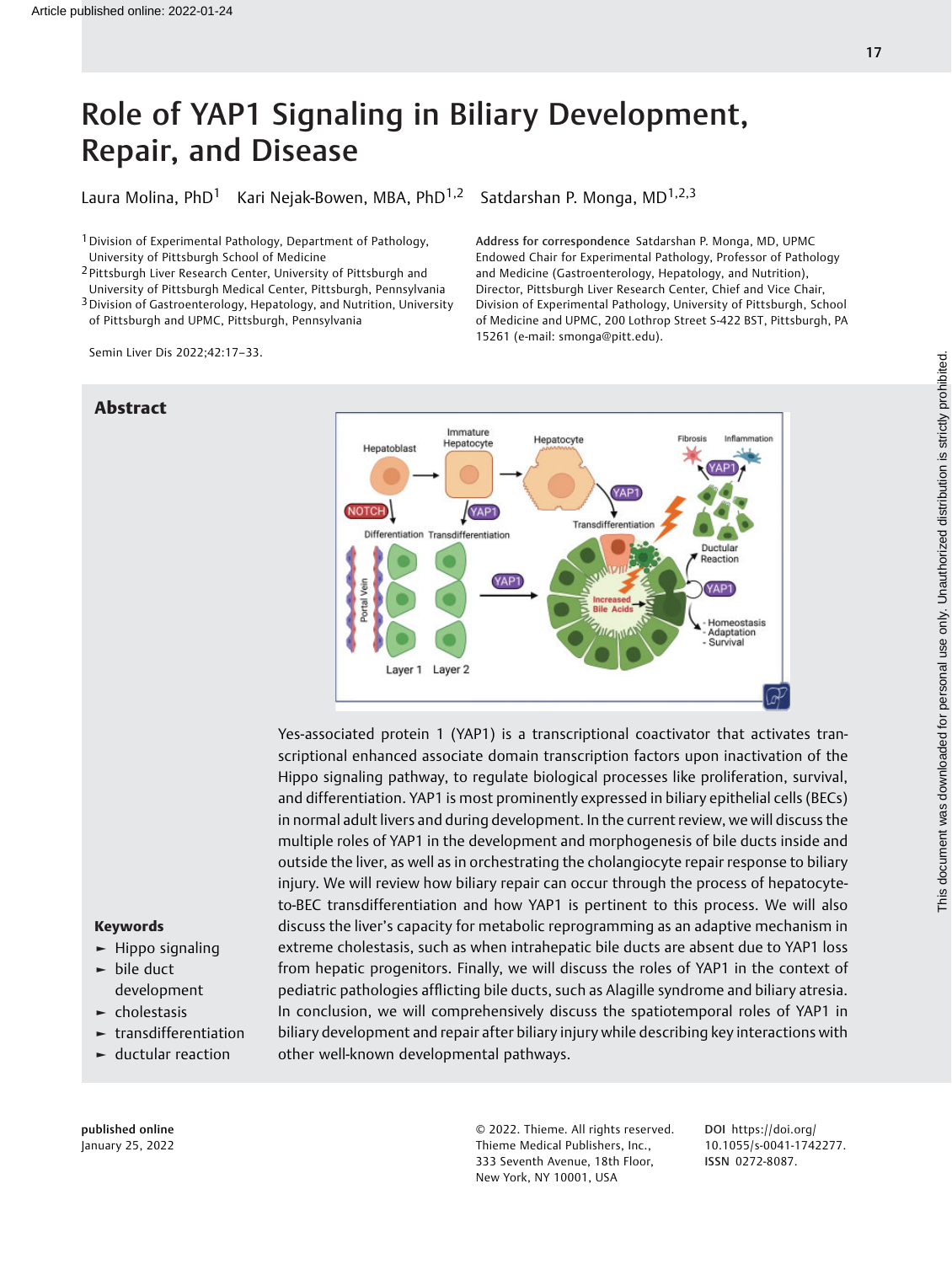# Role of YAP1 Signaling in Biliary Development, Repair, and Disease

Laura Molina, PhD[1] Kari Nejak-Bowen, MBA, PhD[1,2] Satdarshan P. Monga, MD[1,2,3]

[1] Division of Experimental Pathology, Department of Pathology, University of Pittsburgh School of Medicine
[2] Pittsburgh Liver Research Center, University of Pittsburgh and University of Pittsburgh Medical Center, Pittsburgh, Pennsylvania
[3] Division of Gastroenterology, Hepatology, and Nutrition, University of Pittsburgh and UPMC, Pittsburgh, Pennsylvania

**Address for correspondence** Satdarshan P. Monga, MD, UPMC Endowed Chair for Experimental Pathology, Professor of Pathology and Medicine (Gastroenterology, Hepatology, and Nutrition), Director, Pittsburgh Liver Research Center, Chief and Vice Chair, Division of Experimental Pathology, University of Pittsburgh, School of Medicine and UPMC, 200 Lothrop Street S-422 BST, Pittsburgh, PA 15261 (e-mail: smonga@pitt.edu).

Semin Liver Dis 2022;42:17–33.

## Abstract

Yes-associated protein 1 (YAP1) is a transcriptional coactivator that activates transcriptional enhanced associate domain transcription factors upon inactivation of the Hippo signaling pathway, to regulate biological processes like proliferation, survival, and differentiation. YAP1 is most prominently expressed in biliary epithelial cells (BECs) in normal adult livers and during development. In the current review, we will discuss the multiple roles of YAP1 in the development and morphogenesis of bile ducts inside and outside the liver, as well as in orchestrating the cholangiocyte repair response to biliary injury. We will review how biliary repair can occur through the process of hepatocyte-to-BEC transdifferentiation and how YAP1 is pertinent to this process. We will also discuss the liver's capacity for metabolic reprogramming as an adaptive mechanism in extreme cholestasis, such as when intrahepatic bile ducts are absent due to YAP1 loss from hepatic progenitors. Finally, we will discuss the roles of YAP1 in the context of pediatric pathologies afflicting bile ducts, such as Alagille syndrome and biliary atresia. In conclusion, we will comprehensively discuss the spatiotemporal roles of YAP1 in biliary development and repair after biliary injury while describing key interactions with other well-known developmental pathways.

**Keywords**

- Hippo signaling
- bile duct development
- cholestasis
- transdifferentiation
- ductular reaction

published online January 25, 2022

© 2022. Thieme. All rights reserved. Thieme Medical Publishers, Inc., 333 Seventh Avenue, 18th Floor, New York, NY 10001, USA

DOI https://doi.org/10.1055/s-0041-1742277. ISSN 0272-8087.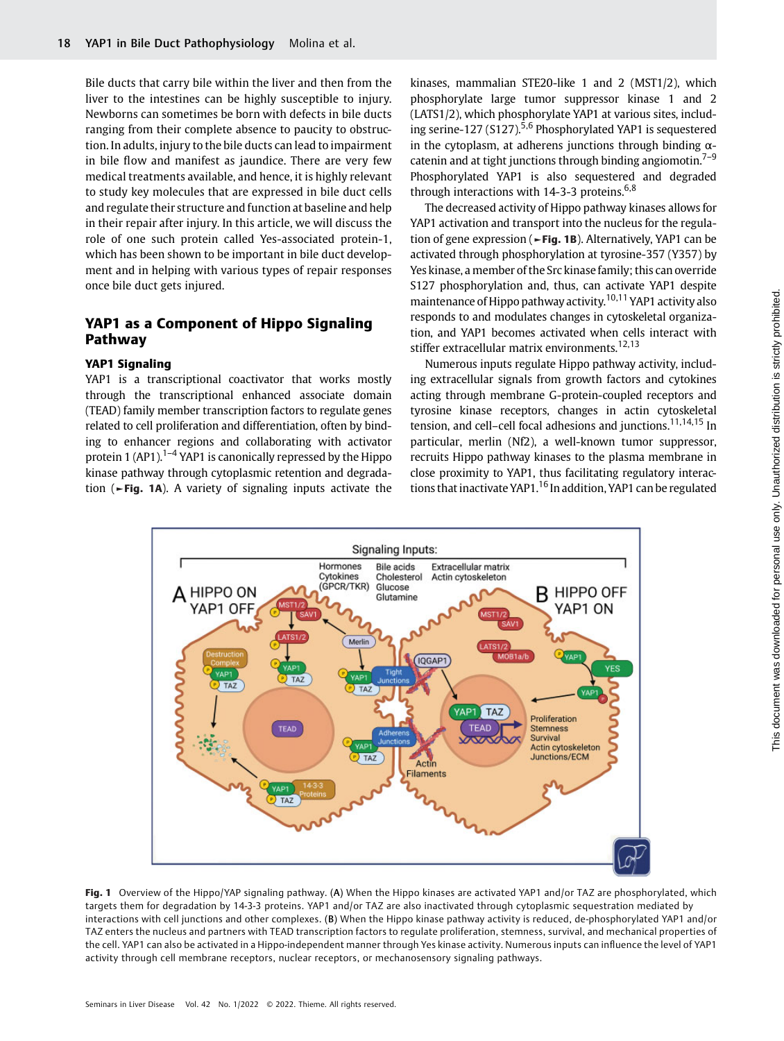Bile ducts that carry bile within the liver and then from the liver to the intestines can be highly susceptible to injury. Newborns can sometimes be born with defects in bile ducts ranging from their complete absence to paucity to obstruction. In adults, injury to the bile ducts can lead to impairment in bile flow and manifest as jaundice. There are very few medical treatments available, and hence, it is highly relevant to study key molecules that are expressed in bile duct cells and regulate their structure and function at baseline and help in their repair after injury. In this article, we will discuss the role of one such protein called Yes-associated protein-1, which has been shown to be important in bile duct development and in helping with various types of repair responses once bile duct gets injured.

## YAP1 as a Component of Hippo Signaling Pathway

### YAP1 Signaling

YAP1 is a transcriptional coactivator that works mostly through the transcriptional enhanced associate domain (TEAD) family member transcription factors to regulate genes related to cell proliferation and differentiation, often by binding to enhancer regions and collaborating with activator protein 1 (AP1).[1–4] YAP1 is canonically repressed by the Hippo kinase pathway through cytoplasmic retention and degradation (►**Fig. 1A**). A variety of signaling inputs activate the kinases, mammalian STE20-like 1 and 2 (MST1/2), which phosphorylate large tumor suppressor kinase 1 and 2 (LATS1/2), which phosphorylate YAP1 at various sites, including serine-127 (S127).[5,6] Phosphorylated YAP1 is sequestered in the cytoplasm, at adherens junctions through binding α-catenin and at tight junctions through binding angiomotin.[7–9] Phosphorylated YAP1 is also sequestered and degraded through interactions with 14-3-3 proteins.[6,8]

The decreased activity of Hippo pathway kinases allows for YAP1 activation and transport into the nucleus for the regulation of gene expression (►**Fig. 1B**). Alternatively, YAP1 can be activated through phosphorylation at tyrosine-357 (Y357) by Yes kinase, a member of the Src kinase family; this can override S127 phosphorylation and, thus, can activate YAP1 despite maintenance of Hippo pathway activity.[10,11] YAP1 activity also responds to and modulates changes in cytoskeletal organization, and YAP1 becomes activated when cells interact with stiffer extracellular matrix environments.[12,13]

Numerous inputs regulate Hippo pathway activity, including extracellular signals from growth factors and cytokines acting through membrane G-protein-coupled receptors and tyrosine kinase receptors, changes in actin cytoskeletal tension, and cell–cell focal adhesions and junctions.[11,14,15] In particular, merlin (Nf2), a well-known tumor suppressor, recruits Hippo pathway kinases to the plasma membrane in close proximity to YAP1, thus facilitating regulatory interactions that inactivate YAP1.[16] In addition, YAP1 can be regulated

**Fig. 1** Overview of the Hippo/YAP signaling pathway. (**A**) When the Hippo kinases are activated YAP1 and/or TAZ are phosphorylated, which targets them for degradation by 14-3-3 proteins. YAP1 and/or TAZ are also inactivated through cytoplasmic sequestration mediated by interactions with cell junctions and other complexes. (**B**) When the Hippo kinase pathway activity is reduced, de-phosphorylated YAP1 and/or TAZ enters the nucleus and partners with TEAD transcription factors to regulate proliferation, stemness, survival, and mechanical properties of the cell. YAP1 can also be activated in a Hippo-independent manner through Yes kinase activity. Numerous inputs can influence the level of YAP1 activity through cell membrane receptors, nuclear receptors, or mechanosensory signaling pathways.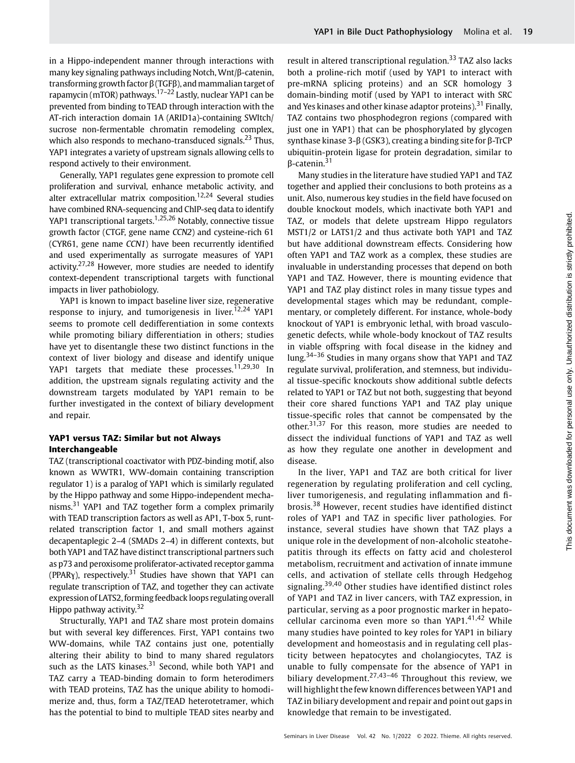in a Hippo-independent manner through interactions with many key signaling pathways including Notch, Wnt/β-catenin, transforming growth factor β (TGFβ), and mammalian target of rapamycin (mTOR) pathways.[17–22] Lastly, nuclear YAP1 can be prevented from binding to TEAD through interaction with the AT-rich interaction domain 1A (ARID1a)-containing SWItch/sucrose non-fermentable chromatin remodeling complex, which also responds to mechano-transduced signals.[23] Thus, YAP1 integrates a variety of upstream signals allowing cells to respond actively to their environment.

Generally, YAP1 regulates gene expression to promote cell proliferation and survival, enhance metabolic activity, and alter extracellular matrix composition.[12,24] Several studies have combined RNA-sequencing and ChIP-seq data to identify YAP1 transcriptional targets.[1,25,26] Notably, connective tissue growth factor (CTGF, gene name *CCN2*) and cysteine-rich 61 (CYR61, gene name *CCN1*) have been recurrently identified and used experimentally as surrogate measures of YAP1 activity.[27,28] However, more studies are needed to identify context-dependent transcriptional targets with functional impacts in liver pathobiology.

YAP1 is known to impact baseline liver size, regenerative response to injury, and tumorigenesis in liver.[12,24] YAP1 seems to promote cell dedifferentiation in some contexts while promoting biliary differentiation in others; studies have yet to disentangle these two distinct functions in the context of liver biology and disease and identify unique YAP1 targets that mediate these processes.[11,29,30] In addition, the upstream signals regulating activity and the downstream targets modulated by YAP1 remain to be further investigated in the context of biliary development and repair.

## YAP1 versus TAZ: Similar but not Always Interchangeable

TAZ (transcriptional coactivator with PDZ-binding motif, also known as WWTR1, WW-domain containing transcription regulator 1) is a paralog of YAP1 which is similarly regulated by the Hippo pathway and some Hippo-independent mechanisms.[31] YAP1 and TAZ together form a complex primarily with TEAD transcription factors as well as AP1, T-box 5, runt-related transcription factor 1, and small mothers against decapentaplegic 2–4 (SMADs 2–4) in different contexts, but both YAP1 and TAZ have distinct transcriptional partners such as p73 and peroxisome proliferator-activated receptor gamma (PPARγ), respectively.[31] Studies have shown that YAP1 can regulate transcription of TAZ, and together they can activate expression of LATS2, forming feedback loops regulating overall Hippo pathway activity.[32]

Structurally, YAP1 and TAZ share most protein domains but with several key differences. First, YAP1 contains two WW-domains, while TAZ contains just one, potentially altering their ability to bind to many shared regulators such as the LATS kinases.[31] Second, while both YAP1 and TAZ carry a TEAD-binding domain to form heterodimers with TEAD proteins, TAZ has the unique ability to homodimerize and, thus, form a TAZ/TEAD heterotetramer, which has the potential to bind to multiple TEAD sites nearby and result in altered transcriptional regulation.[33] TAZ also lacks both a proline-rich motif (used by YAP1 to interact with pre-mRNA splicing proteins) and an SCR homology 3 domain-binding motif (used by YAP1 to interact with SRC and Yes kinases and other kinase adaptor proteins).[31] Finally, TAZ contains two phosphodegron regions (compared with just one in YAP1) that can be phosphorylated by glycogen synthase kinase 3-β (GSK3), creating a binding site for β-TrCP ubiquitin-protein ligase for protein degradation, similar to β-catenin.[31]

Many studies in the literature have studied YAP1 and TAZ together and applied their conclusions to both proteins as a unit. Also, numerous key studies in the field have focused on double knockout models, which inactivate both YAP1 and TAZ, or models that delete upstream Hippo regulators MST1/2 or LATS1/2 and thus activate both YAP1 and TAZ but have additional downstream effects. Considering how often YAP1 and TAZ work as a complex, these studies are invaluable in understanding processes that depend on both YAP1 and TAZ. However, there is mounting evidence that YAP1 and TAZ play distinct roles in many tissue types and developmental stages which may be redundant, complementary, or completely different. For instance, whole-body knockout of YAP1 is embryonic lethal, with broad vasculogenetic defects, while whole-body knockout of TAZ results in viable offspring with focal disease in the kidney and lung.[34–36] Studies in many organs show that YAP1 and TAZ regulate survival, proliferation, and stemness, but individual tissue-specific knockouts show additional subtle defects related to YAP1 or TAZ but not both, suggesting that beyond their core shared functions YAP1 and TAZ play unique tissue-specific roles that cannot be compensated by the other.[31,37] For this reason, more studies are needed to dissect the individual functions of YAP1 and TAZ as well as how they regulate one another in development and disease.

In the liver, YAP1 and TAZ are both critical for liver regeneration by regulating proliferation and cell cycling, liver tumorigenesis, and regulating inflammation and fibrosis.[38] However, recent studies have identified distinct roles of YAP1 and TAZ in specific liver pathologies. For instance, several studies have shown that TAZ plays a unique role in the development of non-alcoholic steatohepatitis through its effects on fatty acid and cholesterol metabolism, recruitment and activation of innate immune cells, and activation of stellate cells through Hedgehog signaling.[39,40] Other studies have identified distinct roles of YAP1 and TAZ in liver cancers, with TAZ expression, in particular, serving as a poor prognostic marker in hepatocellular carcinoma even more so than YAP1.[41,42] While many studies have pointed to key roles for YAP1 in biliary development and homeostasis and in regulating cell plasticity between hepatocytes and cholangiocytes, TAZ is unable to fully compensate for the absence of YAP1 in biliary development.[27,43–46] Throughout this review, we will highlight the few known differences between YAP1 and TAZ in biliary development and repair and point out gaps in knowledge that remain to be investigated.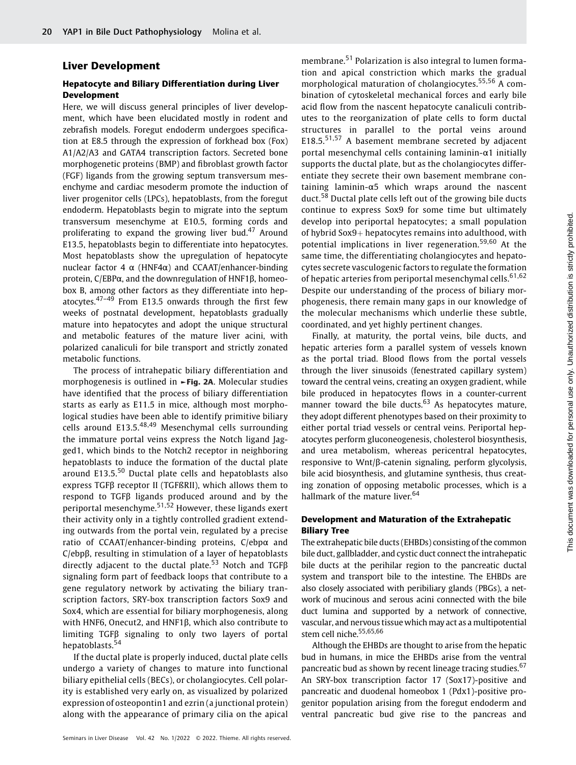## Liver Development

### Hepatocyte and Biliary Differentiation during Liver Development

Here, we will discuss general principles of liver development, which have been elucidated mostly in rodent and zebrafish models. Foregut endoderm undergoes specification at E8.5 through the expression of forkhead box (Fox) A1/A2/A3 and GATA4 transcription factors. Secreted bone morphogenetic proteins (BMP) and fibroblast growth factor (FGF) ligands from the growing septum transversum mesenchyme and cardiac mesoderm promote the induction of liver progenitor cells (LPCs), hepatoblasts, from the foregut endoderm. Hepatoblasts begin to migrate into the septum transversum mesenchyme at E10.5, forming cords and proliferating to expand the growing liver bud.[47] Around E13.5, hepatoblasts begin to differentiate into hepatocytes. Most hepatoblasts show the upregulation of hepatocyte nuclear factor 4 α (HNF4α) and CCAAT/enhancer-binding protein, C/EBPα, and the downregulation of HNF1β, homeobox B, among other factors as they differentiate into hepatocytes.[47–49] From E13.5 onwards through the first few weeks of postnatal development, hepatoblasts gradually mature into hepatocytes and adopt the unique structural and metabolic features of the mature liver acini, with polarized canaliculi for bile transport and strictly zonated metabolic functions.

The process of intrahepatic biliary differentiation and morphogenesis is outlined in ►**Fig. 2A**. Molecular studies have identified that the process of biliary differentiation starts as early as E11.5 in mice, although most morphological studies have been able to identify primitive biliary cells around E13.5.[48,49] Mesenchymal cells surrounding the immature portal veins express the Notch ligand Jagged1, which binds to the Notch2 receptor in neighboring hepatoblasts to induce the formation of the ductal plate around E13.5.[50] Ductal plate cells and hepatoblasts also express TGFβ receptor II (TGFßRII), which allows them to respond to TGFβ ligands produced around and by the periportal mesenchyme.[51,52] However, these ligands exert their activity only in a tightly controlled gradient extending outwards from the portal vein, regulated by a precise ratio of CCAAT/enhancer-binding proteins, C/ebpα and C/ebpβ, resulting in stimulation of a layer of hepatoblasts directly adjacent to the ductal plate.[53] Notch and TGFβ signaling form part of feedback loops that contribute to a gene regulatory network by activating the biliary transcription factors, SRY-box transcription factors Sox9 and Sox4, which are essential for biliary morphogenesis, along with HNF6, Onecut2, and HNF1β, which also contribute to limiting TGFβ signaling to only two layers of portal hepatoblasts.[54]

If the ductal plate is properly induced, ductal plate cells undergo a variety of changes to mature into functional biliary epithelial cells (BECs), or cholangiocytes. Cell polarity is established very early on, as visualized by polarized expression of osteopontin1 and ezrin (a junctional protein) along with the appearance of primary cilia on the apical membrane.[51] Polarization is also integral to lumen formation and apical constriction which marks the gradual morphological maturation of cholangiocytes.[55,56] A combination of cytoskeletal mechanical forces and early bile acid flow from the nascent hepatocyte canaliculi contributes to the reorganization of plate cells to form ductal structures in parallel to the portal veins around E18.5.[51,57] A basement membrane secreted by adjacent portal mesenchymal cells containing laminin-α1 initially supports the ductal plate, but as the cholangiocytes differentiate they secrete their own basement membrane containing laminin-α5 which wraps around the nascent duct.[58] Ductal plate cells left out of the growing bile ducts continue to express Sox9 for some time but ultimately develop into periportal hepatocytes; a small population of hybrid Sox9+ hepatocytes remains into adulthood, with potential implications in liver regeneration.[59,60] At the same time, the differentiating cholangiocytes and hepatocytes secrete vasculogenic factors to regulate the formation of hepatic arteries from periportal mesenchymal cells.[61,62] Despite our understanding of the process of biliary morphogenesis, there remain many gaps in our knowledge of the molecular mechanisms which underlie these subtle, coordinated, and yet highly pertinent changes.

Finally, at maturity, the portal veins, bile ducts, and hepatic arteries form a parallel system of vessels known as the portal triad. Blood flows from the portal vessels through the liver sinusoids (fenestrated capillary system) toward the central veins, creating an oxygen gradient, while bile produced in hepatocytes flows in a counter-current manner toward the bile ducts.[63] As hepatocytes mature, they adopt different phenotypes based on their proximity to either portal triad vessels or central veins. Periportal hepatocytes perform gluconeogenesis, cholesterol biosynthesis, and urea metabolism, whereas pericentral hepatocytes, responsive to Wnt/β-catenin signaling, perform glycolysis, bile acid biosynthesis, and glutamine synthesis, thus creating zonation of opposing metabolic processes, which is a hallmark of the mature liver.[64]

### Development and Maturation of the Extrahepatic Biliary Tree

The extrahepatic bile ducts (EHBDs) consisting of the common bile duct, gallbladder, and cystic duct connect the intrahepatic bile ducts at the perihilar region to the pancreatic ductal system and transport bile to the intestine. The EHBDs are also closely associated with peribiliary glands (PBGs), a network of mucinous and serous acini connected with the bile duct lumina and supported by a network of connective, vascular, and nervous tissue which may act as a multipotential stem cell niche.[55,65,66]

Although the EHBDs are thought to arise from the hepatic bud in humans, in mice the EHBDs arise from the ventral pancreatic bud as shown by recent lineage tracing studies.[67] An SRY-box transcription factor 17 (Sox17)-positive and pancreatic and duodenal homeobox 1 (Pdx1)-positive progenitor population arising from the foregut endoderm and ventral pancreatic bud give rise to the pancreas and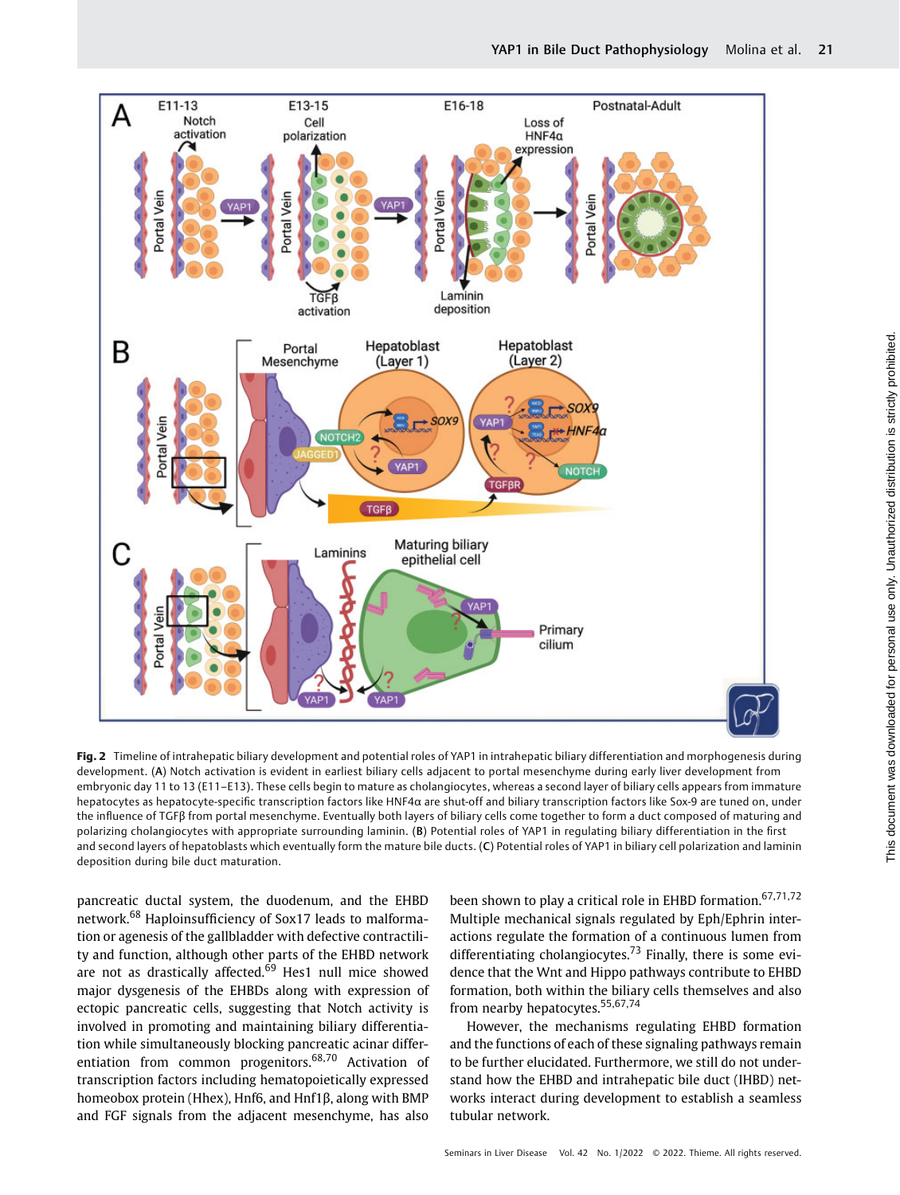**Fig. 2** Timeline of intrahepatic biliary development and potential roles of YAP1 in intrahepatic biliary differentiation and morphogenesis during development. (**A**) Notch activation is evident in earliest biliary cells adjacent to portal mesenchyme during early liver development from embryonic day 11 to 13 (E11–E13). These cells begin to mature as cholangiocytes, whereas a second layer of biliary cells appears from immature hepatocytes as hepatocyte-specific transcription factors like HNF4α are shut-off and biliary transcription factors like Sox-9 are tuned on, under the influence of TGFβ from portal mesenchyme. Eventually both layers of biliary cells come together to form a duct composed of maturing and polarizing cholangiocytes with appropriate surrounding laminin. (**B**) Potential roles of YAP1 in regulating biliary differentiation in the first and second layers of hepatoblasts which eventually form the mature bile ducts. (**C**) Potential roles of YAP1 in biliary cell polarization and laminin deposition during bile duct maturation.

pancreatic ductal system, the duodenum, and the EHBD network.[68] Haploinsufficiency of Sox17 leads to malformation or agenesis of the gallbladder with defective contractility and function, although other parts of the EHBD network are not as drastically affected.[69] Hes1 null mice showed major dysgenesis of the EHBDs along with expression of ectopic pancreatic cells, suggesting that Notch activity is involved in promoting and maintaining biliary differentiation while simultaneously blocking pancreatic acinar differentiation from common progenitors.[68,70] Activation of transcription factors including hematopoietically expressed homeobox protein (Hhex), Hnf6, and Hnf1β, along with BMP and FGF signals from the adjacent mesenchyme, has also been shown to play a critical role in EHBD formation.[67,71,72] Multiple mechanical signals regulated by Eph/Ephrin interactions regulate the formation of a continuous lumen from differentiating cholangiocytes.[73] Finally, there is some evidence that the Wnt and Hippo pathways contribute to EHBD formation, both within the biliary cells themselves and also from nearby hepatocytes.[55,67,74]

However, the mechanisms regulating EHBD formation and the functions of each of these signaling pathways remain to be further elucidated. Furthermore, we still do not understand how the EHBD and intrahepatic bile duct (IHBD) networks interact during development to establish a seamless tubular network.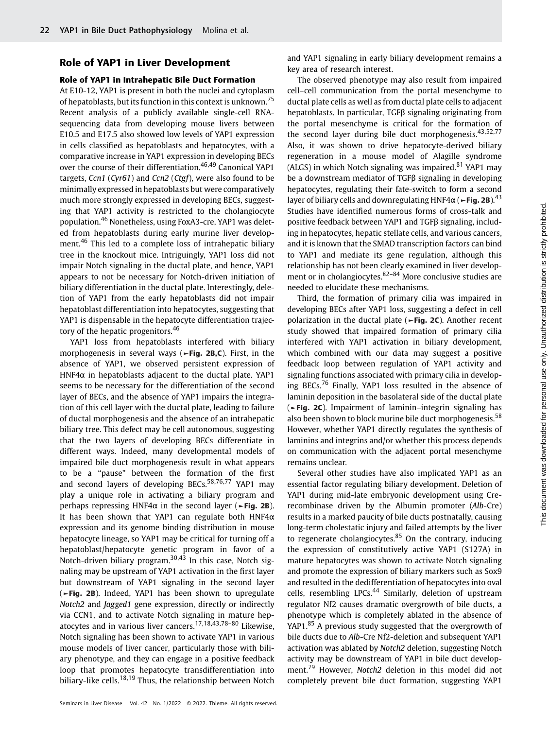## Role of YAP1 in Liver Development

### Role of YAP1 in Intrahepatic Bile Duct Formation

At E10-12, YAP1 is present in both the nuclei and cytoplasm of hepatoblasts, but its function in this context is unknown.[75] Recent analysis of a publicly available single-cell RNA-sequencing data from developing mouse livers between E10.5 and E17.5 also showed low levels of YAP1 expression in cells classified as hepatoblasts and hepatocytes, with a comparative increase in YAP1 expression in developing BECs over the course of their differentiation.[46,49] Canonical YAP1 targets, *Ccn1* (*Cyr61*) and *Ccn2* (*Ctgf*), were also found to be minimally expressed in hepatoblasts but were comparatively much more strongly expressed in developing BECs, suggesting that YAP1 activity is restricted to the cholangiocyte population.[46] Nonetheless, using FoxA3-cre, YAP1 was deleted from hepatoblasts during early murine liver development.[46] This led to a complete loss of intrahepatic biliary tree in the knockout mice. Intriguingly, YAP1 loss did not impair Notch signaling in the ductal plate, and hence, YAP1 appears to not be necessary for Notch-driven initiation of biliary differentiation in the ductal plate. Interestingly, deletion of YAP1 from the early hepatoblasts did not impair hepatoblast differentiation into hepatocytes, suggesting that YAP1 is dispensable in the hepatocyte differentiation trajectory of the hepatic progenitors.[46]

YAP1 loss from hepatoblasts interfered with biliary morphogenesis in several ways (►Fig. 2B,C). First, in the absence of YAP1, we observed persistent expression of HNF4α in hepatoblasts adjacent to the ductal plate. YAP1 seems to be necessary for the differentiation of the second layer of BECs, and the absence of YAP1 impairs the integration of this cell layer with the ductal plate, leading to failure of ductal morphogenesis and the absence of an intrahepatic biliary tree. This defect may be cell autonomous, suggesting that the two layers of developing BECs differentiate in different ways. Indeed, many developmental models of impaired bile duct morphogenesis result in what appears to be a "pause" between the formation of the first and second layers of developing BECs.[58,76,77] YAP1 may play a unique role in activating a biliary program and perhaps repressing HNF4α in the second layer (►Fig. 2B). It has been shown that YAP1 can regulate both HNF4α expression and its genome binding distribution in mouse hepatocyte lineage, so YAP1 may be critical for turning off a hepatoblast/hepatocyte genetic program in favor of a Notch-driven biliary program.[30,43] In this case, Notch signaling may be upstream of YAP1 activation in the first layer but downstream of YAP1 signaling in the second layer (►Fig. 2B). Indeed, YAP1 has been shown to upregulate *Notch2* and *Jagged1* gene expression, directly or indirectly via CCN1, and to activate Notch signaling in mature hepatocytes and in various liver cancers.[17,18,43,78–80] Likewise, Notch signaling has been shown to activate YAP1 in various mouse models of liver cancer, particularly those with biliary phenotype, and they can engage in a positive feedback loop that promotes hepatocyte transdifferentiation into biliary-like cells.[18,19] Thus, the relationship between Notch and YAP1 signaling in early biliary development remains a key area of research interest.

The observed phenotype may also result from impaired cell–cell communication from the portal mesenchyme to ductal plate cells as well as from ductal plate cells to adjacent hepatoblasts. In particular, TGFβ signaling originating from the portal mesenchyme is critical for the formation of the second layer during bile duct morphogenesis.[43,52,77] Also, it was shown to drive hepatocyte-derived biliary regeneration in a mouse model of Alagille syndrome (ALGS) in which Notch signaling was impaired.[81] YAP1 may be a downstream mediator of TGFβ signaling in developing hepatocytes, regulating their fate-switch to form a second layer of biliary cells and downregulating HNF4α (►Fig. 2B).[43] Studies have identified numerous forms of cross-talk and positive feedback between YAP1 and TGFβ signaling, including in hepatocytes, hepatic stellate cells, and various cancers, and it is known that the SMAD transcription factors can bind to YAP1 and mediate its gene regulation, although this relationship has not been clearly examined in liver development or in cholangiocytes.[82–84] More conclusive studies are needed to elucidate these mechanisms.

Third, the formation of primary cilia was impaired in developing BECs after YAP1 loss, suggesting a defect in cell polarization in the ductal plate (►Fig. 2C). Another recent study showed that impaired formation of primary cilia interfered with YAP1 activation in biliary development, which combined with our data may suggest a positive feedback loop between regulation of YAP1 activity and signaling functions associated with primary cilia in developing BECs.[76] Finally, YAP1 loss resulted in the absence of laminin deposition in the basolateral side of the ductal plate (►Fig. 2C). Impairment of laminin–integrin signaling has also been shown to block murine bile duct morphogenesis.[58] However, whether YAP1 directly regulates the synthesis of laminins and integrins and/or whether this process depends on communication with the adjacent portal mesenchyme remains unclear.

Several other studies have also implicated YAP1 as an essential factor regulating biliary development. Deletion of YAP1 during mid-late embryonic development using Cre-recombinase driven by the Albumin promoter (*Alb*-Cre) results in a marked paucity of bile ducts postnatally, causing long-term cholestatic injury and failed attempts by the liver to regenerate cholangiocytes.[85] On the contrary, inducing the expression of constitutively active YAP1 (S127A) in mature hepatocytes was shown to activate Notch signaling and promote the expression of biliary markers such as Sox9 and resulted in the dedifferentiation of hepatocytes into oval cells, resembling LPCs.[44] Similarly, deletion of upstream regulator Nf2 causes dramatic overgrowth of bile ducts, a phenotype which is completely ablated in the absence of YAP1.[85] A previous study suggested that the overgrowth of bile ducts due to *Alb*-Cre Nf2-deletion and subsequent YAP1 activation was ablated by *Notch2* deletion, suggesting Notch activity may be downstream of YAP1 in bile duct development.[79] However, *Notch2* deletion in this model did not completely prevent bile duct formation, suggesting YAP1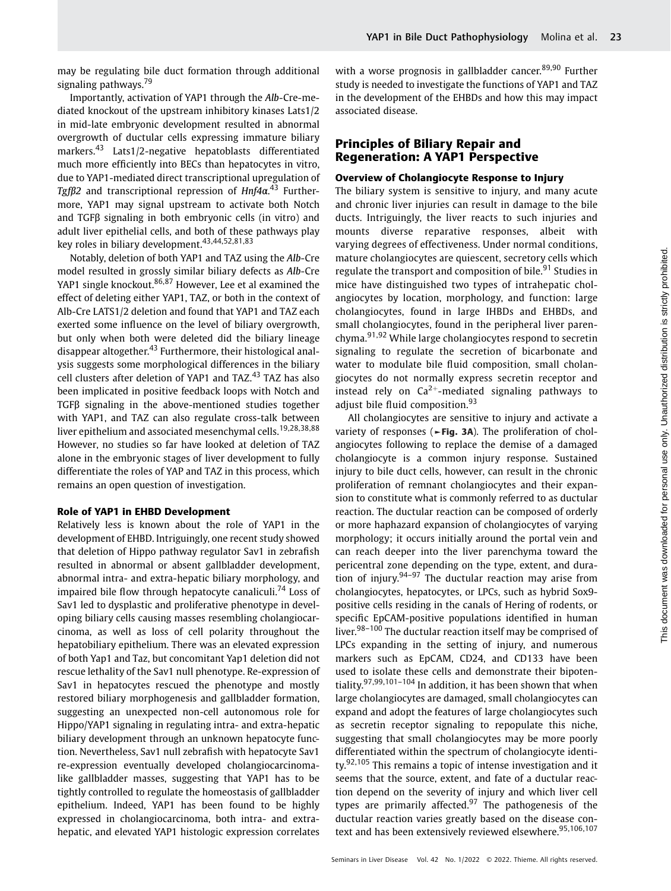may be regulating bile duct formation through additional signaling pathways.[79]

Importantly, activation of YAP1 through the *Alb*-Cre-mediated knockout of the upstream inhibitory kinases Lats1/2 in mid-late embryonic development resulted in abnormal overgrowth of ductular cells expressing immature biliary markers.[43] Lats1/2-negative hepatoblasts differentiated much more efficiently into BECs than hepatocytes in vitro, due to YAP1-mediated direct transcriptional upregulation of *Tgfβ2* and transcriptional repression of *Hnf4α*.[43] Furthermore, YAP1 may signal upstream to activate both Notch and TGFβ signaling in both embryonic cells (in vitro) and adult liver epithelial cells, and both of these pathways play key roles in biliary development.[43,44,52,81,83]

Notably, deletion of both YAP1 and TAZ using the *Alb*-Cre model resulted in grossly similar biliary defects as *Alb*-Cre YAP1 single knockout.[86,87] However, Lee et al analyzed the effect of deleting either YAP1, TAZ, or both in the context of Alb-Cre LATS1/2 deletion and found that YAP1 and TAZ each exerted some influence on the level of biliary overgrowth, but only when both were deleted did the biliary lineage disappear altogether.[43] Furthermore, their histological analysis suggests some morphological differences in the biliary cell clusters after deletion of YAP1 and TAZ.[43] TAZ has also been implicated in positive feedback loops with Notch and TGFβ signaling in the above-mentioned studies together with YAP1, and TAZ can also regulate cross-talk between liver epithelium and associated mesenchymal cells.[19,28,38,88] However, no studies so far have looked at deletion of TAZ alone in the embryonic stages of liver development to fully differentiate the roles of YAP and TAZ in this process, which remains an open question of investigation.

### Role of YAP1 in EHBD Development

Relatively less is known about the role of YAP1 in the development of EHBD. Intriguingly, one recent study showed that deletion of Hippo pathway regulator Sav1 in zebrafish resulted in abnormal or absent gallbladder development, abnormal intra- and extra-hepatic biliary morphology, and impaired bile flow through hepatocyte canaliculi.[74] Loss of Sav1 led to dysplastic and proliferative phenotype in developing biliary cells causing masses resembling cholangiocarcinoma, as well as loss of cell polarity throughout the hepatobiliary epithelium. There was an elevated expression of both Yap1 and Taz, but concomitant Yap1 deletion did not rescue lethality of the Sav1 null phenotype. Re-expression of Sav1 in hepatocytes rescued the phenotype and mostly restored biliary morphogenesis and gallbladder formation, suggesting an unexpected non-cell autonomous role for Hippo/YAP1 signaling in regulating intra- and extra-hepatic biliary development through an unknown hepatocyte function. Nevertheless, Sav1 null zebrafish with hepatocyte Sav1 re-expression eventually developed cholangiocarcinoma-like gallbladder masses, suggesting that YAP1 has to be tightly controlled to regulate the homeostasis of gallbladder epithelium. Indeed, YAP1 has been found to be highly expressed in cholangiocarcinoma, both intra- and extra-hepatic, and elevated YAP1 histologic expression correlates with a worse prognosis in gallbladder cancer.[89,90] Further study is needed to investigate the functions of YAP1 and TAZ in the development of the EHBDs and how this may impact associated disease.

## Principles of Biliary Repair and Regeneration: A YAP1 Perspective

### Overview of Cholangiocyte Response to Injury

The biliary system is sensitive to injury, and many acute and chronic liver injuries can result in damage to the bile ducts. Intriguingly, the liver reacts to such injuries and mounts diverse reparative responses, albeit with varying degrees of effectiveness. Under normal conditions, mature cholangiocytes are quiescent, secretory cells which regulate the transport and composition of bile.[91] Studies in mice have distinguished two types of intrahepatic cholangiocytes by location, morphology, and function: large cholangiocytes, found in large IHBDs and EHBDs, and small cholangiocytes, found in the peripheral liver parenchyma.[91,92] While large cholangiocytes respond to secretin signaling to regulate the secretion of bicarbonate and water to modulate bile fluid composition, small cholangiocytes do not normally express secretin receptor and instead rely on $Ca^{2+}$-mediated signaling pathways to adjust bile fluid composition.[93]

All cholangiocytes are sensitive to injury and activate a variety of responses (►**Fig. 3A**). The proliferation of cholangiocytes following to replace the demise of a damaged cholangiocyte is a common injury response. Sustained injury to bile duct cells, however, can result in the chronic proliferation of remnant cholangiocytes and their expansion to constitute what is commonly referred to as ductular reaction. The ductular reaction can be composed of orderly or more haphazard expansion of cholangiocytes of varying morphology; it occurs initially around the portal vein and can reach deeper into the liver parenchyma toward the pericentral zone depending on the type, extent, and duration of injury.[94–97] The ductular reaction may arise from cholangiocytes, hepatocytes, or LPCs, such as hybrid Sox9-positive cells residing in the canals of Hering of rodents, or specific EpCAM-positive populations identified in human liver.[98–100] The ductular reaction itself may be comprised of LPCs expanding in the setting of injury, and numerous markers such as EpCAM, CD24, and CD133 have been used to isolate these cells and demonstrate their bipotentiality.[97,99,101–104] In addition, it has been shown that when large cholangiocytes are damaged, small cholangiocytes can expand and adopt the features of large cholangiocytes such as secretin receptor signaling to repopulate this niche, suggesting that small cholangiocytes may be more poorly differentiated within the spectrum of cholangiocyte identity.[92,105] This remains a topic of intense investigation and it seems that the source, extent, and fate of a ductular reaction depend on the severity of injury and which liver cell types are primarily affected.[97] The pathogenesis of the ductular reaction varies greatly based on the disease context and has been extensively reviewed elsewhere.[95,106,107]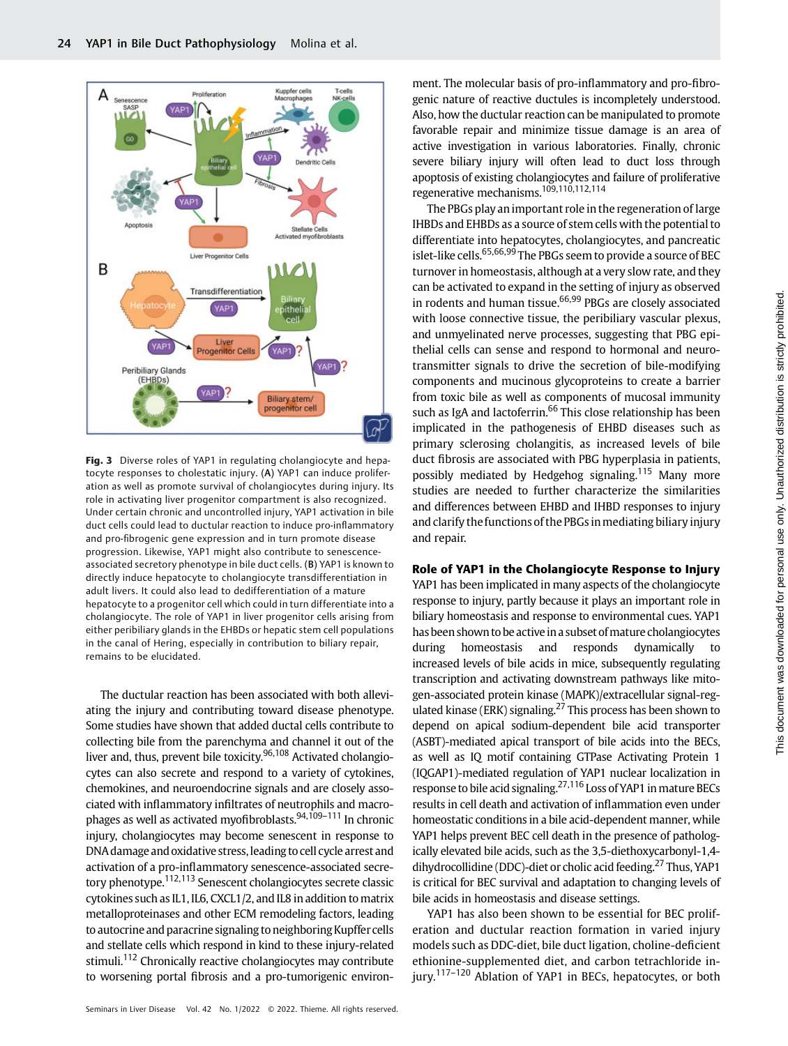Fig. 3 Diverse roles of YAP1 in regulating cholangiocyte and hepatocyte responses to cholestatic injury. (A) YAP1 can induce proliferation as well as promote survival of cholangiocytes during injury. Its role in activating liver progenitor compartment is also recognized. Under certain chronic and uncontrolled injury, YAP1 activation in bile duct cells could lead to ductular reaction to induce pro-inflammatory and pro-fibrogenic gene expression and in turn promote disease progression. Likewise, YAP1 might also contribute to senescence-associated secretory phenotype in bile duct cells. (B) YAP1 is known to directly induce hepatocyte to cholangiocyte transdifferentiation in adult livers. It could also lead to dedifferentiation of a mature hepatocyte to a progenitor cell which could in turn differentiate into a cholangiocyte. The role of YAP1 in liver progenitor cells arising from either peribiliary glands in the EHBDs or hepatic stem cell populations in the canal of Hering, especially in contribution to biliary repair, remains to be elucidated.

The ductular reaction has been associated with both alleviating the injury and contributing toward disease phenotype. Some studies have shown that added ductal cells contribute to collecting bile from the parenchyma and channel it out of the liver and, thus, prevent bile toxicity.[96,108] Activated cholangiocytes can also secrete and respond to a variety of cytokines, chemokines, and neuroendocrine signals and are closely associated with inflammatory infiltrates of neutrophils and macrophages as well as activated myofibroblasts.[94,109–111] In chronic injury, cholangiocytes may become senescent in response to DNA damage and oxidative stress, leading to cell cycle arrest and activation of a pro-inflammatory senescence-associated secretory phenotype.[112,113] Senescent cholangiocytes secrete classic cytokines such as IL1, IL6, CXCL1/2, and IL8 in addition to matrix metalloproteinases and other ECM remodeling factors, leading to autocrine and paracrine signaling to neighboring Kupffer cells and stellate cells which respond in kind to these injury-related stimuli.[112] Chronically reactive cholangiocytes may contribute to worsening portal fibrosis and a pro-tumorigenic environment. The molecular basis of pro-inflammatory and pro-fibrogenic nature of reactive ductules is incompletely understood. Also, how the ductular reaction can be manipulated to promote favorable repair and minimize tissue damage is an area of active investigation in various laboratories. Finally, chronic severe biliary injury will often lead to duct loss through apoptosis of existing cholangiocytes and failure of proliferative regenerative mechanisms.[109,110,112,114]

The PBGs play an important role in the regeneration of large IHBDs and EHBDs as a source of stem cells with the potential to differentiate into hepatocytes, cholangiocytes, and pancreatic islet-like cells.[65,66,99] The PBGs seem to provide a source of BEC turnover in homeostasis, although at a very slow rate, and they can be activated to expand in the setting of injury as observed in rodents and human tissue.[66,99] PBGs are closely associated with loose connective tissue, the peribiliary vascular plexus, and unmyelinated nerve processes, suggesting that PBG epithelial cells can sense and respond to hormonal and neurotransmitter signals to drive the secretion of bile-modifying components and mucinous glycoproteins to create a barrier from toxic bile as well as components of mucosal immunity such as IgA and lactoferrin.[66] This close relationship has been implicated in the pathogenesis of EHBD diseases such as primary sclerosing cholangitis, as increased levels of bile duct fibrosis are associated with PBG hyperplasia in patients, possibly mediated by Hedgehog signaling.[115] Many more studies are needed to further characterize the similarities and differences between EHBD and IHBD responses to injury and clarify the functions of the PBGs in mediating biliary injury and repair.

## Role of YAP1 in the Cholangiocyte Response to Injury

YAP1 has been implicated in many aspects of the cholangiocyte response to injury, partly because it plays an important role in biliary homeostasis and response to environmental cues. YAP1 has been shown to be active in a subset of mature cholangiocytes during homeostasis and responds dynamically to increased levels of bile acids in mice, subsequently regulating transcription and activating downstream pathways like mitogen-associated protein kinase (MAPK)/extracellular signal-regulated kinase (ERK) signaling.[27] This process has been shown to depend on apical sodium-dependent bile acid transporter (ASBT)-mediated apical transport of bile acids into the BECs, as well as IQ motif containing GTPase Activating Protein 1 (IQGAP1)-mediated regulation of YAP1 nuclear localization in response to bile acid signaling.[27,116] Loss of YAP1 in mature BECs results in cell death and activation of inflammation even under homeostatic conditions in a bile acid-dependent manner, while YAP1 helps prevent BEC cell death in the presence of pathologically elevated bile acids, such as the 3,5-diethoxycarbonyl-1,4-dihydrocollidine (DDC)-diet or cholic acid feeding.[27] Thus, YAP1 is critical for BEC survival and adaptation to changing levels of bile acids in homeostasis and disease settings.

YAP1 has also been shown to be essential for BEC proliferation and ductular reaction formation in varied injury models such as DDC-diet, bile duct ligation, choline-deficient ethionine-supplemented diet, and carbon tetrachloride injury.[117–120] Ablation of YAP1 in BECs, hepatocytes, or both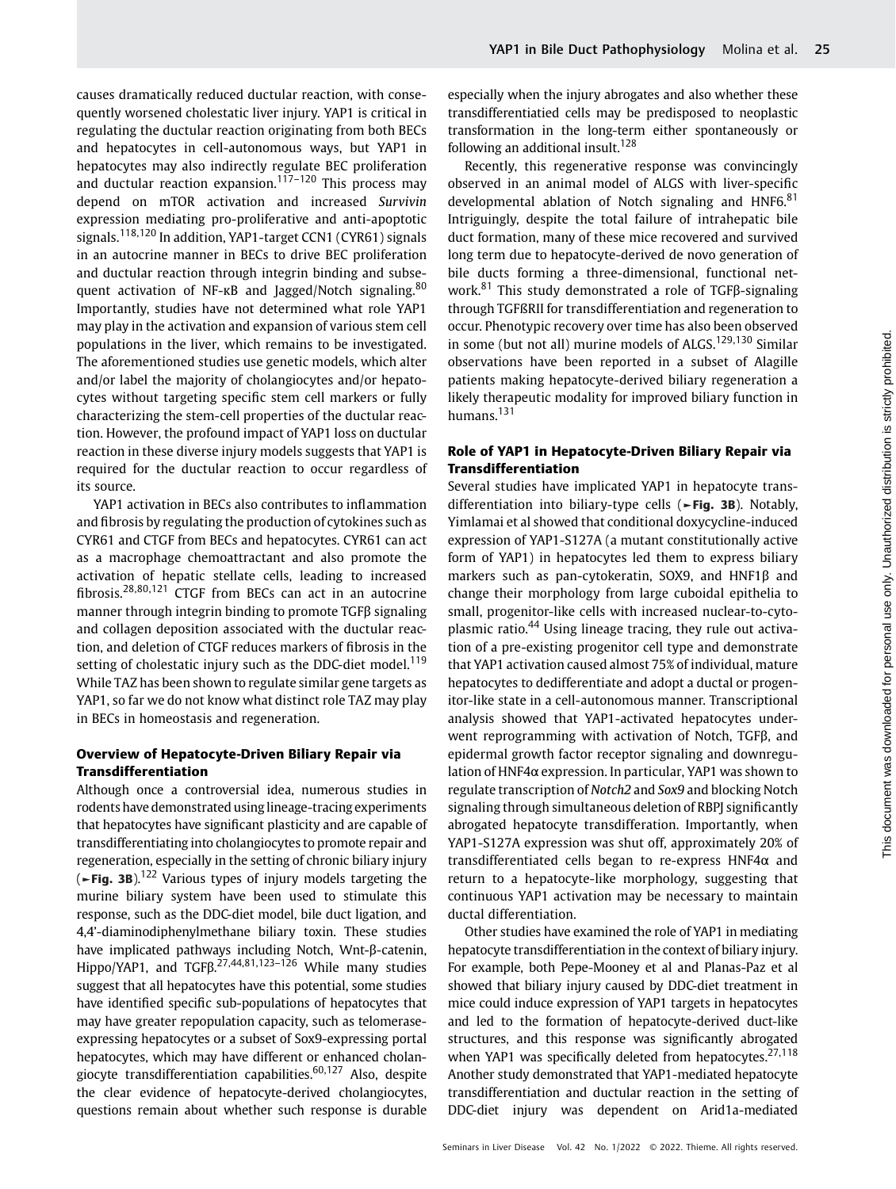causes dramatically reduced ductular reaction, with consequently worsened cholestatic liver injury. YAP1 is critical in regulating the ductular reaction originating from both BECs and hepatocytes in cell-autonomous ways, but YAP1 in hepatocytes may also indirectly regulate BEC proliferation and ductular reaction expansion.[117–120] This process may depend on mTOR activation and increased *Survivin* expression mediating pro-proliferative and anti-apoptotic signals.[118,120] In addition, YAP1-target CCN1 (CYR61) signals in an autocrine manner in BECs to drive BEC proliferation and ductular reaction through integrin binding and subsequent activation of NF-κB and Jagged/Notch signaling.[80] Importantly, studies have not determined what role YAP1 may play in the activation and expansion of various stem cell populations in the liver, which remains to be investigated. The aforementioned studies use genetic models, which alter and/or label the majority of cholangiocytes and/or hepatocytes without targeting specific stem cell markers or fully characterizing the stem-cell properties of the ductular reaction. However, the profound impact of YAP1 loss on ductular reaction in these diverse injury models suggests that YAP1 is required for the ductular reaction to occur regardless of its source.

YAP1 activation in BECs also contributes to inflammation and fibrosis by regulating the production of cytokines such as CYR61 and CTGF from BECs and hepatocytes. CYR61 can act as a macrophage chemoattractant and also promote the activation of hepatic stellate cells, leading to increased fibrosis.[28,80,121] CTGF from BECs can act in an autocrine manner through integrin binding to promote TGFβ signaling and collagen deposition associated with the ductular reaction, and deletion of CTGF reduces markers of fibrosis in the setting of cholestatic injury such as the DDC-diet model.[119] While TAZ has been shown to regulate similar gene targets as YAP1, so far we do not know what distinct role TAZ may play in BECs in homeostasis and regeneration.

### Overview of Hepatocyte-Driven Biliary Repair via Transdifferentiation

Although once a controversial idea, numerous studies in rodents have demonstrated using lineage-tracing experiments that hepatocytes have significant plasticity and are capable of transdifferentiating into cholangiocytes to promote repair and regeneration, especially in the setting of chronic biliary injury (►**Fig. 3B**).[122] Various types of injury models targeting the murine biliary system have been used to stimulate this response, such as the DDC-diet model, bile duct ligation, and 4,4'-diaminodiphenylmethane biliary toxin. These studies have implicated pathways including Notch, Wnt-β-catenin, Hippo/YAP1, and TGFβ.[27,44,81,123–126] While many studies suggest that all hepatocytes have this potential, some studies have identified specific sub-populations of hepatocytes that may have greater repopulation capacity, such as telomerase-expressing hepatocytes or a subset of Sox9-expressing portal hepatocytes, which may have different or enhanced cholangiocyte transdifferentiation capabilities.[60,127] Also, despite the clear evidence of hepatocyte-derived cholangiocytes, questions remain about whether such response is durable especially when the injury abrogates and also whether these transdifferentiatied cells may be predisposed to neoplastic transformation in the long-term either spontaneously or following an additional insult.[128]

Recently, this regenerative response was convincingly observed in an animal model of ALGS with liver-specific developmental ablation of Notch signaling and HNF6.[81] Intriguingly, despite the total failure of intrahepatic bile duct formation, many of these mice recovered and survived long term due to hepatocyte-derived de novo generation of bile ducts forming a three-dimensional, functional network.[81] This study demonstrated a role of TGFβ-signaling through TGFßRII for transdifferentiation and regeneration to occur. Phenotypic recovery over time has also been observed in some (but not all) murine models of ALGS.[129,130] Similar observations have been reported in a subset of Alagille patients making hepatocyte-derived biliary regeneration a likely therapeutic modality for improved biliary function in humans.[131]

### Role of YAP1 in Hepatocyte-Driven Biliary Repair via Transdifferentiation

Several studies have implicated YAP1 in hepatocyte transdifferentiation into biliary-type cells (►**Fig. 3B**). Notably, Yimlamai et al showed that conditional doxycycline-induced expression of YAP1-S127A (a mutant constitutionally active form of YAP1) in hepatocytes led them to express biliary markers such as pan-cytokeratin, SOX9, and HNF1β and change their morphology from large cuboidal epithelia to small, progenitor-like cells with increased nuclear-to-cytoplasmic ratio.[44] Using lineage tracing, they rule out activation of a pre-existing progenitor cell type and demonstrate that YAP1 activation caused almost 75% of individual, mature hepatocytes to dedifferentiate and adopt a ductal or progenitor-like state in a cell-autonomous manner. Transcriptional analysis showed that YAP1-activated hepatocytes underwent reprogramming with activation of Notch, TGFβ, and epidermal growth factor receptor signaling and downregulation of HNF4α expression. In particular, YAP1 was shown to regulate transcription of *Notch2* and *Sox9* and blocking Notch signaling through simultaneous deletion of RBPJ significantly abrogated hepatocyte transdifferation. Importantly, when YAP1-S127A expression was shut off, approximately 20% of transdifferentiated cells began to re-express HNF4α and return to a hepatocyte-like morphology, suggesting that continuous YAP1 activation may be necessary to maintain ductal differentiation.

Other studies have examined the role of YAP1 in mediating hepatocyte transdifferentiation in the context of biliary injury. For example, both Pepe-Mooney et al and Planas-Paz et al showed that biliary injury caused by DDC-diet treatment in mice could induce expression of YAP1 targets in hepatocytes and led to the formation of hepatocyte-derived duct-like structures, and this response was significantly abrogated when YAP1 was specifically deleted from hepatocytes.[27,118] Another study demonstrated that YAP1-mediated hepatocyte transdifferentiation and ductular reaction in the setting of DDC-diet injury was dependent on Arid1a-mediated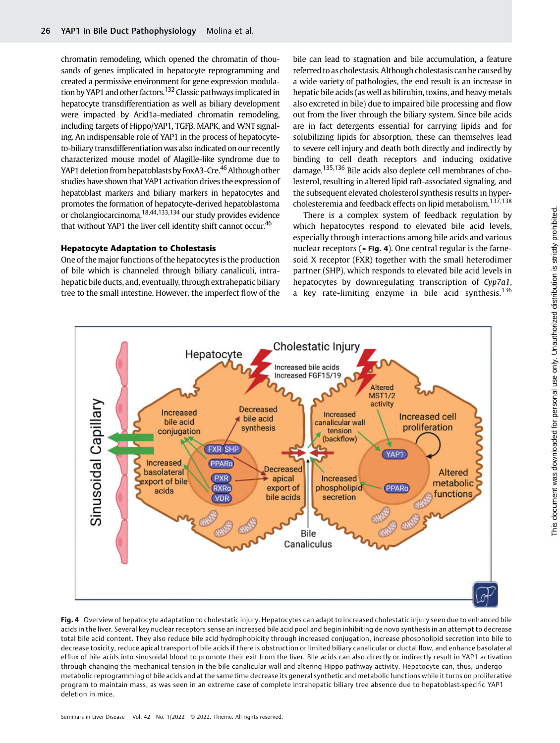chromatin remodeling, which opened the chromatin of thousands of genes implicated in hepatocyte reprogramming and created a permissive environment for gene expression modulation by YAP1 and other factors.[132] Classic pathways implicated in hepatocyte transdifferentiation as well as biliary development were impacted by Arid1a-mediated chromatin remodeling, including targets of Hippo/YAP1, TGFβ, MAPK, and WNT signaling. An indispensable role of YAP1 in the process of hepatocyte-to-biliary transdifferentiation was also indicated on our recently characterized mouse model of Alagille-like syndrome due to YAP1 deletion from hepatoblasts by FoxA3-Cre.[46] Although other studies have shown that YAP1 activation drives the expression of hepatoblast markers and biliary markers in hepatocytes and promotes the formation of hepatocyte-derived hepatoblastoma or cholangiocarcinoma,[18,44,133,134] our study provides evidence that without YAP1 the liver cell identity shift cannot occur.[46]

### Hepatocyte Adaptation to Cholestasis

One of the major functions of the hepatocytes is the production of bile which is channeled through biliary canaliculi, intrahepatic bile ducts, and, eventually, through extrahepatic biliary tree to the small intestine. However, the imperfect flow of the bile can lead to stagnation and bile accumulation, a feature referred to as cholestasis. Although cholestasis can be caused by a wide variety of pathologies, the end result is an increase in hepatic bile acids (as well as bilirubin, toxins, and heavy metals also excreted in bile) due to impaired bile processing and flow out from the liver through the biliary system. Since bile acids are in fact detergents essential for carrying lipids and for solubilizing lipids for absorption, these can themselves lead to severe cell injury and death both directly and indirectly by binding to cell death receptors and inducing oxidative damage.[135,136] Bile acids also deplete cell membranes of cholesterol, resulting in altered lipid raft-associated signaling, and the subsequent elevated cholesterol synthesis results in hypercholesteremia and feedback effects on lipid metabolism.[137,138]

There is a complex system of feedback regulation by which hepatocytes respond to elevated bile acid levels, especially through interactions among bile acids and various nuclear receptors (►Fig. 4). One central regular is the farnesoid X receptor (FXR) together with the small heterodimer partner (SHP), which responds to elevated bile acid levels in hepatocytes by downregulating transcription of *Cyp7a1*, a key rate-limiting enzyme in bile acid synthesis.[136]

**Fig. 4** Overview of hepatocyte adaptation to cholestatic injury. Hepatocytes can adapt to increased cholestatic injury seen due to enhanced bile acids in the liver. Several key nuclear receptors sense an increased bile acid pool and begin inhibiting de novo synthesis in an attempt to decrease total bile acid content. They also reduce bile acid hydrophobicity through increased conjugation, increase phospholipid secretion into bile to decrease toxicity, reduce apical transport of bile acids if there is obstruction or limited biliary canalicular or ductal flow, and enhance basolateral efflux of bile acids into sinusoidal blood to promote their exit from the liver. Bile acids can also directly or indirectly result in YAP1 activation through changing the mechanical tension in the bile canalicular wall and altering Hippo pathway activity. Hepatocyte can, thus, undergo metabolic reprogramming of bile acids and at the same time decrease its general synthetic and metabolic functions while it turns on proliferative program to maintain mass, as was seen in an extreme case of complete intrahepatic biliary tree absence due to hepatoblast-specific YAP1 deletion in mice.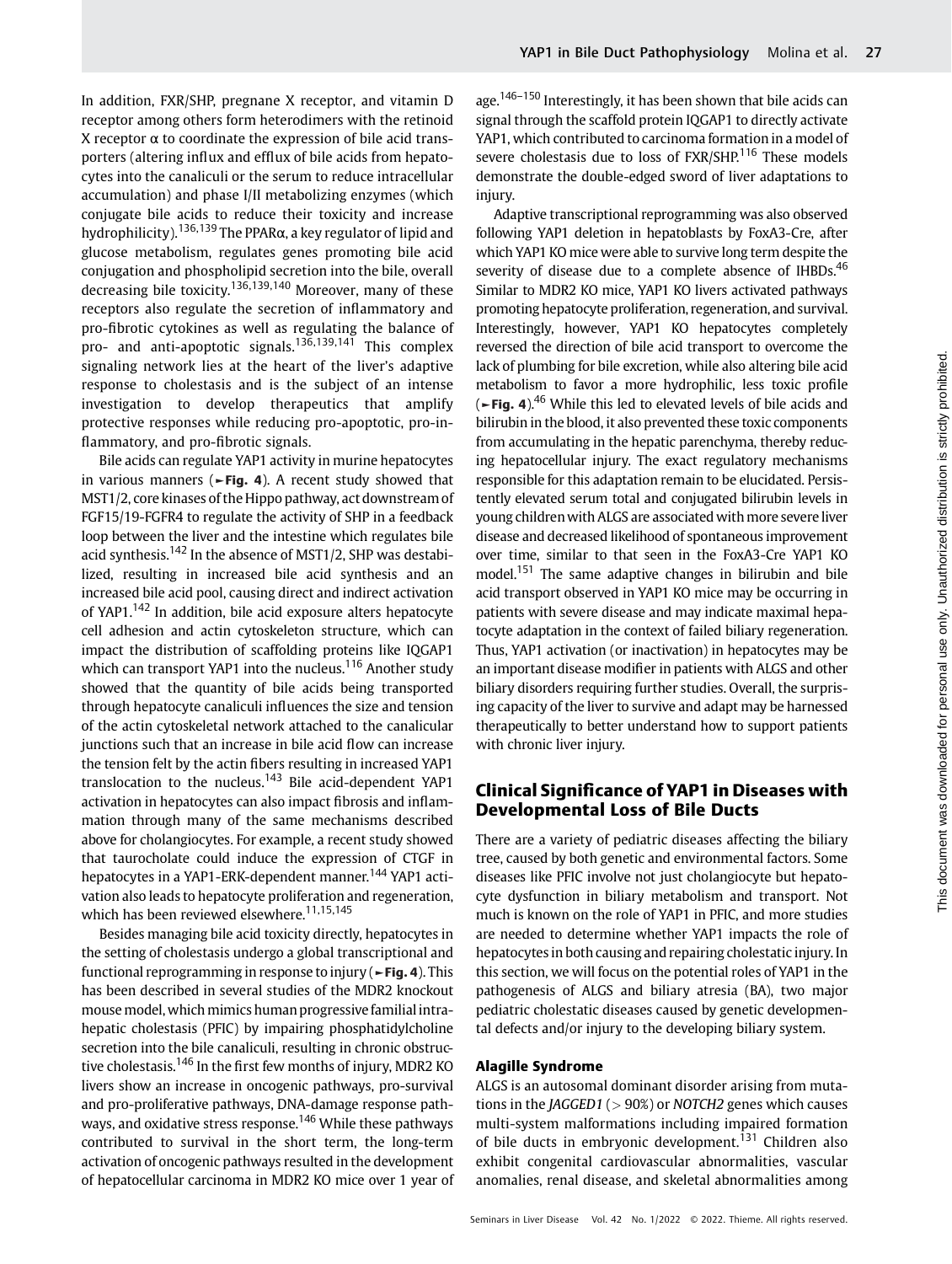In addition, FXR/SHP, pregnane X receptor, and vitamin D receptor among others form heterodimers with the retinoid X receptor α to coordinate the expression of bile acid transporters (altering influx and efflux of bile acids from hepatocytes into the canaliculi or the serum to reduce intracellular accumulation) and phase I/II metabolizing enzymes (which conjugate bile acids to reduce their toxicity and increase hydrophilicity).[136,139] The PPARα, a key regulator of lipid and glucose metabolism, regulates genes promoting bile acid conjugation and phospholipid secretion into the bile, overall decreasing bile toxicity.[136,139,140] Moreover, many of these receptors also regulate the secretion of inflammatory and pro-fibrotic cytokines as well as regulating the balance of pro- and anti-apoptotic signals.[136,139,141] This complex signaling network lies at the heart of the liver's adaptive response to cholestasis and is the subject of an intense investigation to develop therapeutics that amplify protective responses while reducing pro-apoptotic, pro-inflammatory, and pro-fibrotic signals.

Bile acids can regulate YAP1 activity in murine hepatocytes in various manners (►Fig. 4). A recent study showed that MST1/2, core kinases of the Hippo pathway, act downstream of FGF15/19-FGFR4 to regulate the activity of SHP in a feedback loop between the liver and the intestine which regulates bile acid synthesis.[142] In the absence of MST1/2, SHP was destabilized, resulting in increased bile acid synthesis and an increased bile acid pool, causing direct and indirect activation of YAP1.[142] In addition, bile acid exposure alters hepatocyte cell adhesion and actin cytoskeleton structure, which can impact the distribution of scaffolding proteins like IQGAP1 which can transport YAP1 into the nucleus.[116] Another study showed that the quantity of bile acids being transported through hepatocyte canaliculi influences the size and tension of the actin cytoskeletal network attached to the canalicular junctions such that an increase in bile acid flow can increase the tension felt by the actin fibers resulting in increased YAP1 translocation to the nucleus.[143] Bile acid-dependent YAP1 activation in hepatocytes can also impact fibrosis and inflammation through many of the same mechanisms described above for cholangiocytes. For example, a recent study showed that taurocholate could induce the expression of CTGF in hepatocytes in a YAP1-ERK-dependent manner.[144] YAP1 activation also leads to hepatocyte proliferation and regeneration, which has been reviewed elsewhere.[11,15,145]

Besides managing bile acid toxicity directly, hepatocytes in the setting of cholestasis undergo a global transcriptional and functional reprogramming in response to injury (►Fig. 4). This has been described in several studies of the MDR2 knockout mouse model, which mimics human progressive familial intrahepatic cholestasis (PFIC) by impairing phosphatidylcholine secretion into the bile canaliculi, resulting in chronic obstructive cholestasis.[146] In the first few months of injury, MDR2 KO livers show an increase in oncogenic pathways, pro-survival and pro-proliferative pathways, DNA-damage response pathways, and oxidative stress response.[146] While these pathways contributed to survival in the short term, the long-term activation of oncogenic pathways resulted in the development of hepatocellular carcinoma in MDR2 KO mice over 1 year of age.[146–150] Interestingly, it has been shown that bile acids can signal through the scaffold protein IQGAP1 to directly activate YAP1, which contributed to carcinoma formation in a model of severe cholestasis due to loss of FXR/SHP.[116] These models demonstrate the double-edged sword of liver adaptations to injury.

Adaptive transcriptional reprogramming was also observed following YAP1 deletion in hepatoblasts by FoxA3-Cre, after which YAP1 KO mice were able to survive long term despite the severity of disease due to a complete absence of IHBDs.[46] Similar to MDR2 KO mice, YAP1 KO livers activated pathways promoting hepatocyte proliferation, regeneration, and survival. Interestingly, however, YAP1 KO hepatocytes completely reversed the direction of bile acid transport to overcome the lack of plumbing for bile excretion, while also altering bile acid metabolism to favor a more hydrophilic, less toxic profile (►Fig. 4).[46] While this led to elevated levels of bile acids and bilirubin in the blood, it also prevented these toxic components from accumulating in the hepatic parenchyma, thereby reducing hepatocellular injury. The exact regulatory mechanisms responsible for this adaptation remain to be elucidated. Persistently elevated serum total and conjugated bilirubin levels in young children with ALGS are associated with more severe liver disease and decreased likelihood of spontaneous improvement over time, similar to that seen in the FoxA3-Cre YAP1 KO model.[151] The same adaptive changes in bilirubin and bile acid transport observed in YAP1 KO mice may be occurring in patients with severe disease and may indicate maximal hepatocyte adaptation in the context of failed biliary regeneration. Thus, YAP1 activation (or inactivation) in hepatocytes may be an important disease modifier in patients with ALGS and other biliary disorders requiring further studies. Overall, the surprising capacity of the liver to survive and adapt may be harnessed therapeutically to better understand how to support patients with chronic liver injury.

## Clinical Significance of YAP1 in Diseases with Developmental Loss of Bile Ducts

There are a variety of pediatric diseases affecting the biliary tree, caused by both genetic and environmental factors. Some diseases like PFIC involve not just cholangiocyte but hepatocyte dysfunction in biliary metabolism and transport. Not much is known on the role of YAP1 in PFIC, and more studies are needed to determine whether YAP1 impacts the role of hepatocytes in both causing and repairing cholestatic injury. In this section, we will focus on the potential roles of YAP1 in the pathogenesis of ALGS and biliary atresia (BA), two major pediatric cholestatic diseases caused by genetic developmental defects and/or injury to the developing biliary system.

### Alagille Syndrome

ALGS is an autosomal dominant disorder arising from mutations in the *JAGGED1* (> 90%) or *NOTCH2* genes which causes multi-system malformations including impaired formation of bile ducts in embryonic development.[131] Children also exhibit congenital cardiovascular abnormalities, vascular anomalies, renal disease, and skeletal abnormalities among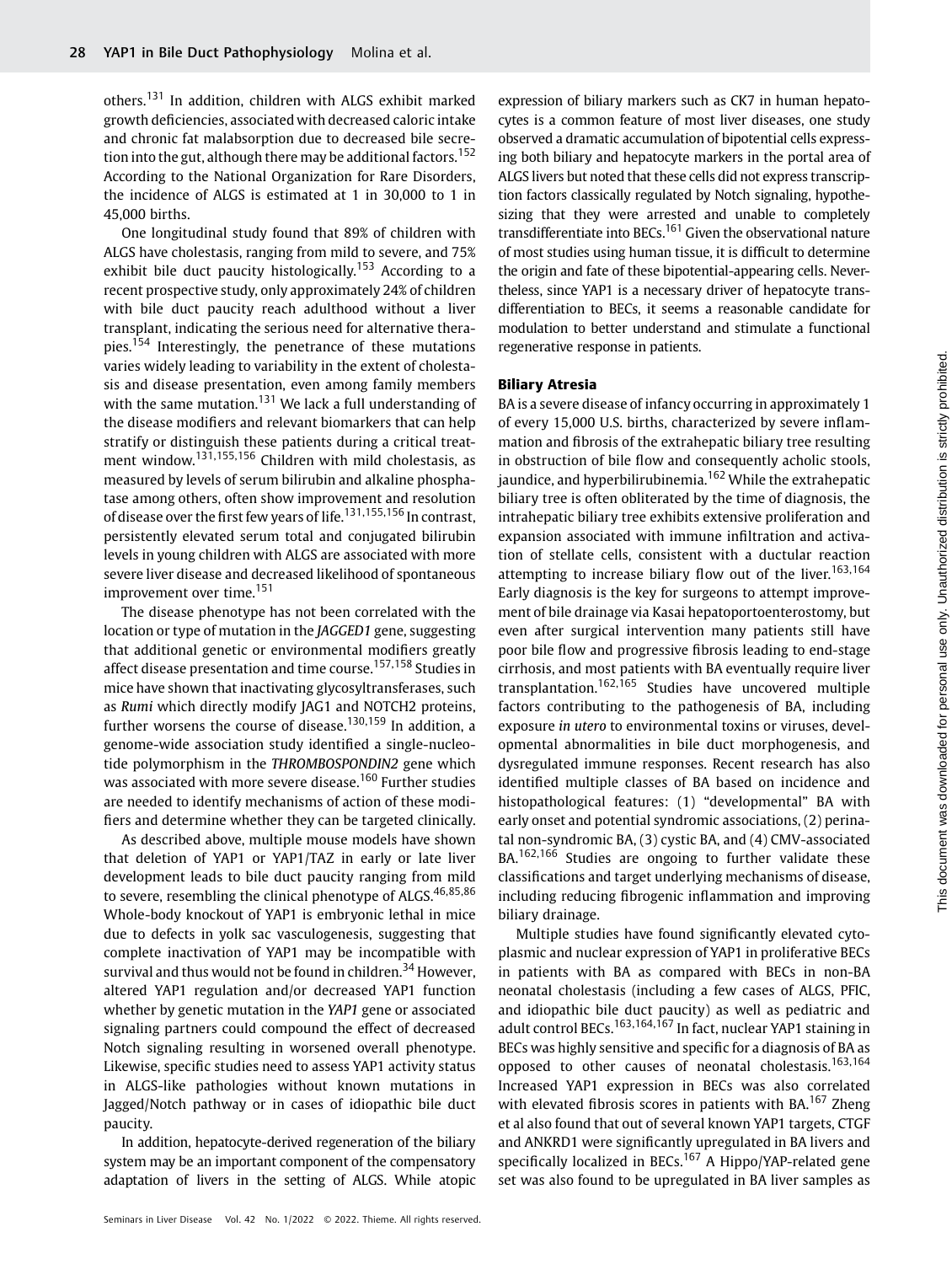others.[131] In addition, children with ALGS exhibit marked growth deficiencies, associated with decreased caloric intake and chronic fat malabsorption due to decreased bile secretion into the gut, although there may be additional factors.[152] According to the National Organization for Rare Disorders, the incidence of ALGS is estimated at 1 in 30,000 to 1 in 45,000 births.

One longitudinal study found that 89% of children with ALGS have cholestasis, ranging from mild to severe, and 75% exhibit bile duct paucity histologically.[153] According to a recent prospective study, only approximately 24% of children with bile duct paucity reach adulthood without a liver transplant, indicating the serious need for alternative therapies.[154] Interestingly, the penetrance of these mutations varies widely leading to variability in the extent of cholestasis and disease presentation, even among family members with the same mutation.[131] We lack a full understanding of the disease modifiers and relevant biomarkers that can help stratify or distinguish these patients during a critical treatment window.[131,155,156] Children with mild cholestasis, as measured by levels of serum bilirubin and alkaline phosphatase among others, often show improvement and resolution of disease over the first few years of life.[131,155,156] In contrast, persistently elevated serum total and conjugated bilirubin levels in young children with ALGS are associated with more severe liver disease and decreased likelihood of spontaneous improvement over time.[151]

The disease phenotype has not been correlated with the location or type of mutation in the *JAGGED1* gene, suggesting that additional genetic or environmental modifiers greatly affect disease presentation and time course.[157,158] Studies in mice have shown that inactivating glycosyltransferases, such as *Rumi* which directly modify JAG1 and NOTCH2 proteins, further worsens the course of disease.[130,159] In addition, a genome-wide association study identified a single-nucleotide polymorphism in the *THROMBOSPONDIN2* gene which was associated with more severe disease.[160] Further studies are needed to identify mechanisms of action of these modifiers and determine whether they can be targeted clinically.

As described above, multiple mouse models have shown that deletion of YAP1 or YAP1/TAZ in early or late liver development leads to bile duct paucity ranging from mild to severe, resembling the clinical phenotype of ALGS.[46,85,86] Whole-body knockout of YAP1 is embryonic lethal in mice due to defects in yolk sac vasculogenesis, suggesting that complete inactivation of YAP1 may be incompatible with survival and thus would not be found in children.[34] However, altered YAP1 regulation and/or decreased YAP1 function whether by genetic mutation in the *YAP1* gene or associated signaling partners could compound the effect of decreased Notch signaling resulting in worsened overall phenotype. Likewise, specific studies need to assess YAP1 activity status in ALGS-like pathologies without known mutations in Jagged/Notch pathway or in cases of idiopathic bile duct paucity.

In addition, hepatocyte-derived regeneration of the biliary system may be an important component of the compensatory adaptation of livers in the setting of ALGS. While atopic expression of biliary markers such as CK7 in human hepatocytes is a common feature of most liver diseases, one study observed a dramatic accumulation of bipotential cells expressing both biliary and hepatocyte markers in the portal area of ALGS livers but noted that these cells did not express transcription factors classically regulated by Notch signaling, hypothesizing that they were arrested and unable to completely transdifferentiate into BECs.[161] Given the observational nature of most studies using human tissue, it is difficult to determine the origin and fate of these bipotential-appearing cells. Nevertheless, since YAP1 is a necessary driver of hepatocyte transdifferentiation to BECs, it seems a reasonable candidate for modulation to better understand and stimulate a functional regenerative response in patients.

### Biliary Atresia

BA is a severe disease of infancy occurring in approximately 1 of every 15,000 U.S. births, characterized by severe inflammation and fibrosis of the extrahepatic biliary tree resulting in obstruction of bile flow and consequently acholic stools, jaundice, and hyperbilirubinemia.[162] While the extrahepatic biliary tree is often obliterated by the time of diagnosis, the intrahepatic biliary tree exhibits extensive proliferation and expansion associated with immune infiltration and activation of stellate cells, consistent with a ductular reaction attempting to increase biliary flow out of the liver.[163,164] Early diagnosis is the key for surgeons to attempt improvement of bile drainage via Kasai hepatoportoenterostomy, but even after surgical intervention many patients still have poor bile flow and progressive fibrosis leading to end-stage cirrhosis, and most patients with BA eventually require liver transplantation.[162,165] Studies have uncovered multiple factors contributing to the pathogenesis of BA, including exposure *in utero* to environmental toxins or viruses, developmental abnormalities in bile duct morphogenesis, and dysregulated immune responses. Recent research has also identified multiple classes of BA based on incidence and histopathological features: (1) "developmental" BA with early onset and potential syndromic associations, (2) perinatal non-syndromic BA, (3) cystic BA, and (4) CMV-associated BA.[162,166] Studies are ongoing to further validate these classifications and target underlying mechanisms of disease, including reducing fibrogenic inflammation and improving biliary drainage.

Multiple studies have found significantly elevated cytoplasmic and nuclear expression of YAP1 in proliferative BECs in patients with BA as compared with BECs in non-BA neonatal cholestasis (including a few cases of ALGS, PFIC, and idiopathic bile duct paucity) as well as pediatric and adult control BECs.[163,164,167] In fact, nuclear YAP1 staining in BECs was highly sensitive and specific for a diagnosis of BA as opposed to other causes of neonatal cholestasis.[163,164] Increased YAP1 expression in BECs was also correlated with elevated fibrosis scores in patients with BA.[167] Zheng et al also found that out of several known YAP1 targets, CTGF and ANKRD1 were significantly upregulated in BA livers and specifically localized in BECs.[167] A Hippo/YAP-related gene set was also found to be upregulated in BA liver samples as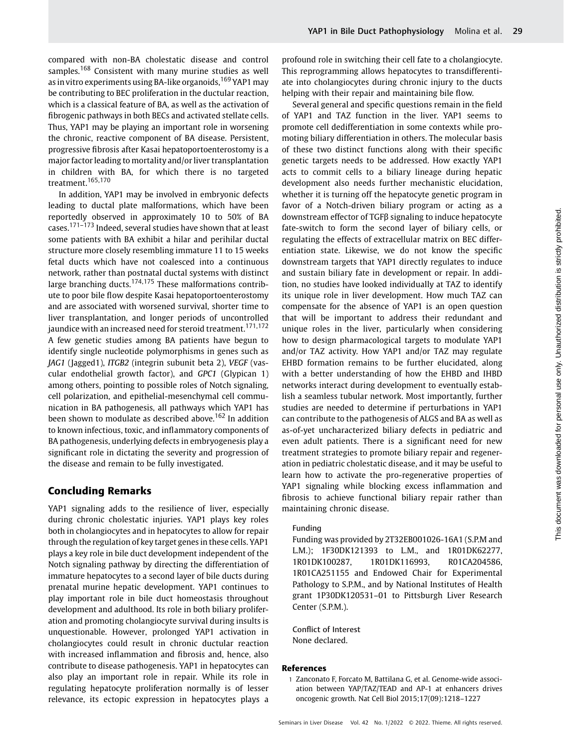compared with non-BA cholestatic disease and control samples.[168] Consistent with many murine studies as well as in vitro experiments using BA-like organoids,[169] YAP1 may be contributing to BEC proliferation in the ductular reaction, which is a classical feature of BA, as well as the activation of fibrogenic pathways in both BECs and activated stellate cells. Thus, YAP1 may be playing an important role in worsening the chronic, reactive component of BA disease. Persistent, progressive fibrosis after Kasai hepatoportoenterostomy is a major factor leading to mortality and/or liver transplantation in children with BA, for which there is no targeted treatment.[165,170]

In addition, YAP1 may be involved in embryonic defects leading to ductal plate malformations, which have been reportedly observed in approximately 10 to 50% of BA cases.[171–173] Indeed, several studies have shown that at least some patients with BA exhibit a hilar and perihilar ductal structure more closely resembling immature 11 to 15 weeks fetal ducts which have not coalesced into a continuous network, rather than postnatal ductal systems with distinct large branching ducts.[174,175] These malformations contribute to poor bile flow despite Kasai hepatoportoenterostomy and are associated with worsened survival, shorter time to liver transplantation, and longer periods of uncontrolled jaundice with an increased need for steroid treatment.[171,172] A few genetic studies among BA patients have begun to identify single nucleotide polymorphisms in genes such as *JAG1* (Jagged1), *ITGB2* (integrin subunit beta 2), *VEGF* (vascular endothelial growth factor), and *GPC1* (Glypican 1) among others, pointing to possible roles of Notch signaling, cell polarization, and epithelial-mesenchymal cell communication in BA pathogenesis, all pathways which YAP1 has been shown to modulate as described above.[162] In addition to known infectious, toxic, and inflammatory components of BA pathogenesis, underlying defects in embryogenesis play a significant role in dictating the severity and progression of the disease and remain to be fully investigated.

## Concluding Remarks

YAP1 signaling adds to the resilience of liver, especially during chronic cholestatic injuries. YAP1 plays key roles both in cholangiocytes and in hepatocytes to allow for repair through the regulation of key target genes in these cells. YAP1 plays a key role in bile duct development independent of the Notch signaling pathway by directing the differentiation of immature hepatocytes to a second layer of bile ducts during prenatal murine hepatic development. YAP1 continues to play important role in bile duct homeostasis throughout development and adulthood. Its role in both biliary proliferation and promoting cholangiocyte survival during insults is unquestionable. However, prolonged YAP1 activation in cholangiocytes could result in chronic ductular reaction with increased inflammation and fibrosis and, hence, also contribute to disease pathogenesis. YAP1 in hepatocytes can also play an important role in repair. While its role in regulating hepatocyte proliferation normally is of lesser relevance, its ectopic expression in hepatocytes plays a profound role in switching their cell fate to a cholangiocyte. This reprogramming allows hepatocytes to transdifferentiate into cholangiocytes during chronic injury to the ducts helping with their repair and maintaining bile flow.

Several general and specific questions remain in the field of YAP1 and TAZ function in the liver. YAP1 seems to promote cell dedifferentiation in some contexts while promoting biliary differentiation in others. The molecular basis of these two distinct functions along with their specific genetic targets needs to be addressed. How exactly YAP1 acts to commit cells to a biliary lineage during hepatic development also needs further mechanistic elucidation, whether it is turning off the hepatocyte genetic program in favor of a Notch-driven biliary program or acting as a downstream effector of TGFβ signaling to induce hepatocyte fate-switch to form the second layer of biliary cells, or regulating the effects of extracellular matrix on BEC differentiation state. Likewise, we do not know the specific downstream targets that YAP1 directly regulates to induce and sustain biliary fate in development or repair. In addition, no studies have looked individually at TAZ to identify its unique role in liver development. How much TAZ can compensate for the absence of YAP1 is an open question that will be important to address their redundant and unique roles in the liver, particularly when considering how to design pharmacological targets to modulate YAP1 and/or TAZ activity. How YAP1 and/or TAZ may regulate EHBD formation remains to be further elucidated, along with a better understanding of how the EHBD and IHBD networks interact during development to eventually establish a seamless tubular network. Most importantly, further studies are needed to determine if perturbations in YAP1 can contribute to the pathogenesis of ALGS and BA as well as as-of-yet uncharacterized biliary defects in pediatric and even adult patients. There is a significant need for new treatment strategies to promote biliary repair and regeneration in pediatric cholestatic disease, and it may be useful to learn how to activate the pro-regenerative properties of YAP1 signaling while blocking excess inflammation and fibrosis to achieve functional biliary repair rather than maintaining chronic disease.

#### Funding

Funding was provided by 2T32EB001026-16A1 (S.P.M and L.M.); 1F30DK121393 to L.M., and 1R01DK62277, 1R01DK100287, 1R01DK116993, R01CA204586, 1R01CA251155 and Endowed Chair for Experimental Pathology to S.P.M., and by National Institutes of Health grant 1P30DK120531–01 to Pittsburgh Liver Research Center (S.P.M.).

#### Conflict of Interest

None declared.

## References

1 Zanconato F, Forcato M, Battilana G, et al. Genome-wide association between YAP/TAZ/TEAD and AP-1 at enhancers drives oncogenic growth. Nat Cell Biol 2015;17(09):1218–1227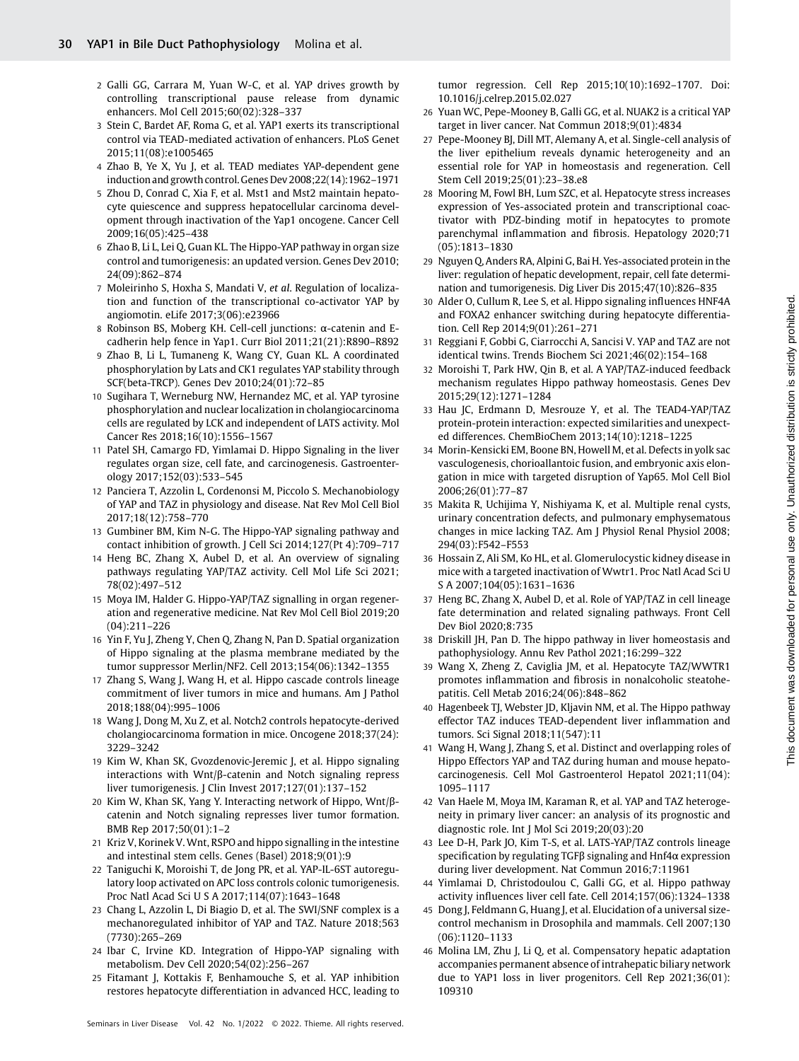2 Galli GG, Carrara M, Yuan W-C, et al. YAP drives growth by controlling transcriptional pause release from dynamic enhancers. Mol Cell 2015;60(02):328–337

3 Stein C, Bardet AF, Roma G, et al. YAP1 exerts its transcriptional control via TEAD-mediated activation of enhancers. PLoS Genet 2015;11(08):e1005465

4 Zhao B, Ye X, Yu J, et al. TEAD mediates YAP-dependent gene induction and growth control. Genes Dev 2008;22(14):1962–1971

5 Zhou D, Conrad C, Xia F, et al. Mst1 and Mst2 maintain hepatocyte quiescence and suppress hepatocellular carcinoma development through inactivation of the Yap1 oncogene. Cancer Cell 2009;16(05):425–438

6 Zhao B, Li L, Lei Q, Guan KL. The Hippo-YAP pathway in organ size control and tumorigenesis: an updated version. Genes Dev 2010; 24(09):862–874

7 Moleirinho S, Hoxha S, Mandati V, *et al.* Regulation of localization and function of the transcriptional co-activator YAP by angiomotin. eLife 2017;3(06):e23966

8 Robinson BS, Moberg KH. Cell-cell junctions: α-catenin and E-cadherin help fence in Yap1. Curr Biol 2011;21(21):R890–R892

9 Zhao B, Li L, Tumaneng K, Wang CY, Guan KL. A coordinated phosphorylation by Lats and CK1 regulates YAP stability through SCF(beta-TRCP). Genes Dev 2010;24(01):72–85

10 Sugihara T, Werneburg NW, Hernandez MC, et al. YAP tyrosine phosphorylation and nuclear localization in cholangiocarcinoma cells are regulated by LCK and independent of LATS activity. Mol Cancer Res 2018;16(10):1556–1567

11 Patel SH, Camargo FD, Yimlamai D. Hippo Signaling in the liver regulates organ size, cell fate, and carcinogenesis. Gastroenterology 2017;152(03):533–545

12 Panciera T, Azzolin L, Cordenonsi M, Piccolo S. Mechanobiology of YAP and TAZ in physiology and disease. Nat Rev Mol Cell Biol 2017;18(12):758–770

13 Gumbiner BM, Kim N-G. The Hippo-YAP signaling pathway and contact inhibition of growth. J Cell Sci 2014;127(Pt 4):709–717

14 Heng BC, Zhang X, Aubel D, et al. An overview of signaling pathways regulating YAP/TAZ activity. Cell Mol Life Sci 2021; 78(02):497–512

15 Moya IM, Halder G. Hippo-YAP/TAZ signalling in organ regeneration and regenerative medicine. Nat Rev Mol Cell Biol 2019;20 (04):211–226

16 Yin F, Yu J, Zheng Y, Chen Q, Zhang N, Pan D. Spatial organization of Hippo signaling at the plasma membrane mediated by the tumor suppressor Merlin/NF2. Cell 2013;154(06):1342–1355

17 Zhang S, Wang J, Wang H, et al. Hippo cascade controls lineage commitment of liver tumors in mice and humans. Am J Pathol 2018;188(04):995–1006

18 Wang J, Dong M, Xu Z, et al. Notch2 controls hepatocyte-derived cholangiocarcinoma formation in mice. Oncogene 2018;37(24): 3229–3242

19 Kim W, Khan SK, Gvozdenovic-Jeremic J, et al. Hippo signaling interactions with Wnt/β-catenin and Notch signaling repress liver tumorigenesis. J Clin Invest 2017;127(01):137–152

20 Kim W, Khan SK, Yang Y. Interacting network of Hippo, Wnt/β-catenin and Notch signaling represses liver tumor formation. BMB Rep 2017;50(01):1–2

21 Kriz V, Korinek V. Wnt, RSPO and hippo signalling in the intestine and intestinal stem cells. Genes (Basel) 2018;9(01):9

22 Taniguchi K, Moroishi T, de Jong PR, et al. YAP-IL-6ST autoregulatory loop activated on APC loss controls colonic tumorigenesis. Proc Natl Acad Sci U S A 2017;114(07):1643–1648

23 Chang L, Azzolin L, Di Biagio D, et al. The SWI/SNF complex is a mechanoregulated inhibitor of YAP and TAZ. Nature 2018;563 (7730):265–269

24 Ibar C, Irvine KD. Integration of Hippo-YAP signaling with metabolism. Dev Cell 2020;54(02):256–267

25 Fitamant J, Kottakis F, Benhamouche S, et al. YAP inhibition restores hepatocyte differentiation in advanced HCC, leading to tumor regression. Cell Rep 2015;10(10):1692–1707. Doi: 10.1016/j.celrep.2015.02.027

26 Yuan WC, Pepe-Mooney B, Galli GG, et al. NUAK2 is a critical YAP target in liver cancer. Nat Commun 2018;9(01):4834

27 Pepe-Mooney BJ, Dill MT, Alemany A, et al. Single-cell analysis of the liver epithelium reveals dynamic heterogeneity and an essential role for YAP in homeostasis and regeneration. Cell Stem Cell 2019;25(01):23–38.e8

28 Mooring M, Fowl BH, Lum SZC, et al. Hepatocyte stress increases expression of Yes-associated protein and transcriptional coactivator with PDZ-binding motif in hepatocytes to promote parenchymal inflammation and fibrosis. Hepatology 2020;71 (05):1813–1830

29 Nguyen Q, Anders RA, Alpini G, Bai H. Yes-associated protein in the liver: regulation of hepatic development, repair, cell fate determination and tumorigenesis. Dig Liver Dis 2015;47(10):826–835

30 Alder O, Cullum R, Lee S, et al. Hippo signaling influences HNF4A and FOXA2 enhancer switching during hepatocyte differentiation. Cell Rep 2014;9(01):261–271

31 Reggiani F, Gobbi G, Ciarrocchi A, Sancisi V. YAP and TAZ are not identical twins. Trends Biochem Sci 2021;46(02):154–168

32 Moroishi T, Park HW, Qin B, et al. A YAP/TAZ-induced feedback mechanism regulates Hippo pathway homeostasis. Genes Dev 2015;29(12):1271–1284

33 Hau JC, Erdmann D, Mesrouze Y, et al. The TEAD4-YAP/TAZ protein-protein interaction: expected similarities and unexpected differences. ChemBioChem 2013;14(10):1218–1225

34 Morin-Kensicki EM, Boone BN, Howell M, et al. Defects in yolk sac vasculogenesis, chorioallantoic fusion, and embryonic axis elongation in mice with targeted disruption of Yap65. Mol Cell Biol 2006;26(01):77–87

35 Makita R, Uchijima Y, Nishiyama K, et al. Multiple renal cysts, urinary concentration defects, and pulmonary emphysematous changes in mice lacking TAZ. Am J Physiol Renal Physiol 2008; 294(03):F542–F553

36 Hossain Z, Ali SM, Ko HL, et al. Glomerulocystic kidney disease in mice with a targeted inactivation of Wwtr1. Proc Natl Acad Sci U S A 2007;104(05):1631–1636

37 Heng BC, Zhang X, Aubel D, et al. Role of YAP/TAZ in cell lineage fate determination and related signaling pathways. Front Cell Dev Biol 2020;8:735

38 Driskill JH, Pan D. The hippo pathway in liver homeostasis and pathophysiology. Annu Rev Pathol 2021;16:299–322

39 Wang X, Zheng Z, Caviglia JM, et al. Hepatocyte TAZ/WWTR1 promotes inflammation and fibrosis in nonalcoholic steatohepatitis. Cell Metab 2016;24(06):848–862

40 Hagenbeek TJ, Webster JD, Kljavin NM, et al. The Hippo pathway effector TAZ induces TEAD-dependent liver inflammation and tumors. Sci Signal 2018;11(547):11

41 Wang H, Wang J, Zhang S, et al. Distinct and overlapping roles of Hippo Effectors YAP and TAZ during human and mouse hepatocarcinogenesis. Cell Mol Gastroenterol Hepatol 2021;11(04): 1095–1117

42 Van Haele M, Moya IM, Karaman R, et al. YAP and TAZ heterogeneity in primary liver cancer: an analysis of its prognostic and diagnostic role. Int J Mol Sci 2019;20(03):20

43 Lee D-H, Park JO, Kim T-S, et al. LATS-YAP/TAZ controls lineage specification by regulating TGFβ signaling and Hnf4α expression during liver development. Nat Commun 2016;7:11961

44 Yimlamai D, Christodoulou C, Galli GG, et al. Hippo pathway activity influences liver cell fate. Cell 2014;157(06):1324–1338

45 Dong J, Feldmann G, Huang J, et al. Elucidation of a universal size-control mechanism in Drosophila and mammals. Cell 2007;130 (06):1120–1133

46 Molina LM, Zhu J, Li Q, et al. Compensatory hepatic adaptation accompanies permanent absence of intrahepatic biliary network due to YAP1 loss in liver progenitors. Cell Rep 2021;36(01): 109310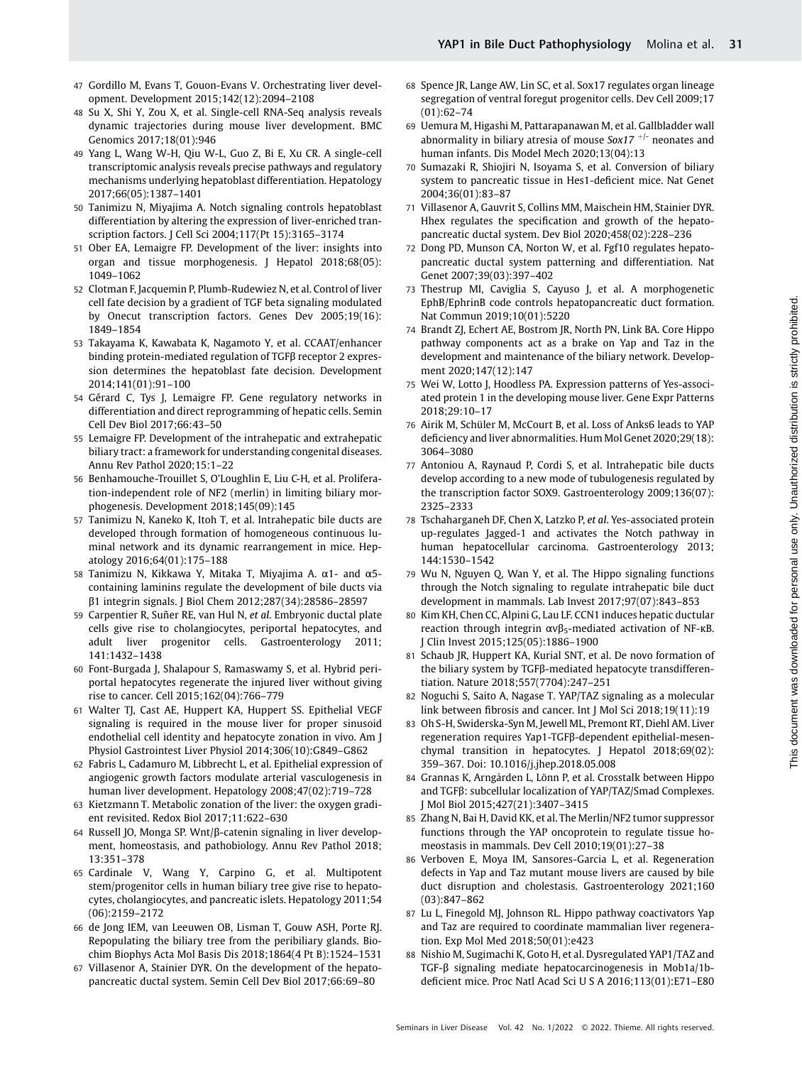47 Gordillo M, Evans T, Gouon-Evans V. Orchestrating liver development. Development 2015;142(12):2094–2108

48 Su X, Shi Y, Zou X, et al. Single-cell RNA-Seq analysis reveals dynamic trajectories during mouse liver development. BMC Genomics 2017;18(01):946

49 Yang L, Wang W-H, Qiu W-L, Guo Z, Bi E, Xu CR. A single-cell transcriptomic analysis reveals precise pathways and regulatory mechanisms underlying hepatoblast differentiation. Hepatology 2017;66(05):1387–1401

50 Tanimizu N, Miyajima A. Notch signaling controls hepatoblast differentiation by altering the expression of liver-enriched transcription factors. J Cell Sci 2004;117(Pt 15):3165–3174

51 Ober EA, Lemaigre FP. Development of the liver: insights into organ and tissue morphogenesis. J Hepatol 2018;68(05): 1049–1062

52 Clotman F, Jacquemin P, Plumb-Rudewiez N, et al. Control of liver cell fate decision by a gradient of TGF beta signaling modulated by Onecut transcription factors. Genes Dev 2005;19(16): 1849–1854

53 Takayama K, Kawabata K, Nagamoto Y, et al. CCAAT/enhancer binding protein-mediated regulation of TGFβ receptor 2 expression determines the hepatoblast fate decision. Development 2014;141(01):91–100

54 Gérard C, Tys J, Lemaigre FP. Gene regulatory networks in differentiation and direct reprogramming of hepatic cells. Semin Cell Dev Biol 2017;66:43–50

55 Lemaigre FP. Development of the intrahepatic and extrahepatic biliary tract: a framework for understanding congenital diseases. Annu Rev Pathol 2020;15:1–22

56 Benhamouche-Trouillet S, O'Loughlin E, Liu C-H, et al. Proliferation-independent role of NF2 (merlin) in limiting biliary morphogenesis. Development 2018;145(09):145

57 Tanimizu N, Kaneko K, Itoh T, et al. Intrahepatic bile ducts are developed through formation of homogeneous continuous luminal network and its dynamic rearrangement in mice. Hepatology 2016;64(01):175–188

58 Tanimizu N, Kikkawa Y, Mitaka T, Miyajima A. α1- and α5-containing laminins regulate the development of bile ducts via β1 integrin signals. J Biol Chem 2012;287(34):28586–28597

59 Carpentier R, Suñer RE, van Hul N, *et al.* Embryonic ductal plate cells give rise to cholangiocytes, periportal hepatocytes, and adult liver progenitor cells. Gastroenterology 2011; 141:1432–1438

60 Font-Burgada J, Shalapour S, Ramaswamy S, et al. Hybrid periportal hepatocytes regenerate the injured liver without giving rise to cancer. Cell 2015;162(04):766–779

61 Walter TJ, Cast AE, Huppert KA, Huppert SS. Epithelial VEGF signaling is required in the mouse liver for proper sinusoid endothelial cell identity and hepatocyte zonation in vivo. Am J Physiol Gastrointest Liver Physiol 2014;306(10):G849–G862

62 Fabris L, Cadamuro M, Libbrecht L, et al. Epithelial expression of angiogenic growth factors modulate arterial vasculogenesis in human liver development. Hepatology 2008;47(02):719–728

63 Kietzmann T. Metabolic zonation of the liver: the oxygen gradient revisited. Redox Biol 2017;11:622–630

64 Russell JO, Monga SP. Wnt/β-catenin signaling in liver development, homeostasis, and pathobiology. Annu Rev Pathol 2018; 13:351–378

65 Cardinale V, Wang Y, Carpino G, et al. Multipotent stem/progenitor cells in human biliary tree give rise to hepatocytes, cholangiocytes, and pancreatic islets. Hepatology 2011;54 (06):2159–2172

66 de Jong IEM, van Leeuwen OB, Lisman T, Gouw ASH, Porte RJ. Repopulating the biliary tree from the peribiliary glands. Biochim Biophys Acta Mol Basis Dis 2018;1864(4 Pt B):1524–1531

67 Villasenor A, Stainier DYR. On the development of the hepatopancreatic ductal system. Semin Cell Dev Biol 2017;66:69–80

68 Spence JR, Lange AW, Lin SC, et al. Sox17 regulates organ lineage segregation of ventral foregut progenitor cells. Dev Cell 2009;17 (01):62–74

69 Uemura M, Higashi M, Pattarapanawan M, et al. Gallbladder wall abnormality in biliary atresia of mouse *Sox17* $^{+/-}$ neonates and human infants. Dis Model Mech 2020;13(04):13

70 Sumazaki R, Shiojiri N, Isoyama S, et al. Conversion of biliary system to pancreatic tissue in Hes1-deficient mice. Nat Genet 2004;36(01):83–87

71 Villasenor A, Gauvrit S, Collins MM, Maischein HM, Stainier DYR. Hhex regulates the specification and growth of the hepatopancreatic ductal system. Dev Biol 2020;458(02):228–236

72 Dong PD, Munson CA, Norton W, et al. Fgf10 regulates hepatopancreatic ductal system patterning and differentiation. Nat Genet 2007;39(03):397–402

73 Thestrup MI, Caviglia S, Cayuso J, et al. A morphogenetic EphB/EphrinB code controls hepatopancreatic duct formation. Nat Commun 2019;10(01):5220

74 Brandt ZJ, Echert AE, Bostrom JR, North PN, Link BA. Core Hippo pathway components act as a brake on Yap and Taz in the development and maintenance of the biliary network. Development 2020;147(12):147

75 Wei W, Lotto J, Hoodless PA. Expression patterns of Yes-associated protein 1 in the developing mouse liver. Gene Expr Patterns 2018;29:10–17

76 Airik M, Schüler M, McCourt B, et al. Loss of Anks6 leads to YAP deficiency and liver abnormalities. Hum Mol Genet 2020;29(18): 3064–3080

77 Antoniou A, Raynaud P, Cordi S, et al. Intrahepatic bile ducts develop according to a new mode of tubulogenesis regulated by the transcription factor SOX9. Gastroenterology 2009;136(07): 2325–2333

78 Tschaharganeh DF, Chen X, Latzko P, *et al.* Yes-associated protein up-regulates Jagged-1 and activates the Notch pathway in human hepatocellular carcinoma. Gastroenterology 2013; 144:1530–1542

79 Wu N, Nguyen Q, Wan Y, et al. The Hippo signaling functions through the Notch signaling to regulate intrahepatic bile duct development in mammals. Lab Invest 2017;97(07):843–853

80 Kim KH, Chen CC, Alpini G, Lau LF. CCN1 induces hepatic ductular reaction through integrin $\alpha v \beta_5$-mediated activation of NF-κB. J Clin Invest 2015;125(05):1886–1900

81 Schaub JR, Huppert KA, Kurial SNT, et al. De novo formation of the biliary system by TGFβ-mediated hepatocyte transdifferentiation. Nature 2018;557(7704):247–251

82 Noguchi S, Saito A, Nagase T. YAP/TAZ signaling as a molecular link between fibrosis and cancer. Int J Mol Sci 2018;19(11):19

83 Oh S-H, Swiderska-Syn M, Jewell ML, Premont RT, Diehl AM. Liver regeneration requires Yap1-TGFβ-dependent epithelial-mesenchymal transition in hepatocytes. J Hepatol 2018;69(02): 359–367. Doi: 10.1016/j.jhep.2018.05.008

84 Grannas K, Arngården L, Lönn P, et al. Crosstalk between Hippo and TGFβ: subcellular localization of YAP/TAZ/Smad Complexes. J Mol Biol 2015;427(21):3407–3415

85 Zhang N, Bai H, David KK, et al. The Merlin/NF2 tumor suppressor functions through the YAP oncoprotein to regulate tissue homeostasis in mammals. Dev Cell 2010;19(01):27–38

86 Verboven E, Moya IM, Sansores-Garcia L, et al. Regeneration defects in Yap and Taz mutant mouse livers are caused by bile duct disruption and cholestasis. Gastroenterology 2021;160 (03):847–862

87 Lu L, Finegold MJ, Johnson RL. Hippo pathway coactivators Yap and Taz are required to coordinate mammalian liver regeneration. Exp Mol Med 2018;50(01):e423

88 Nishio M, Sugimachi K, Goto H, et al. Dysregulated YAP1/TAZ and TGF-β signaling mediate hepatocarcinogenesis in Mob1a/1b-deficient mice. Proc Natl Acad Sci U S A 2016;113(01):E71–E80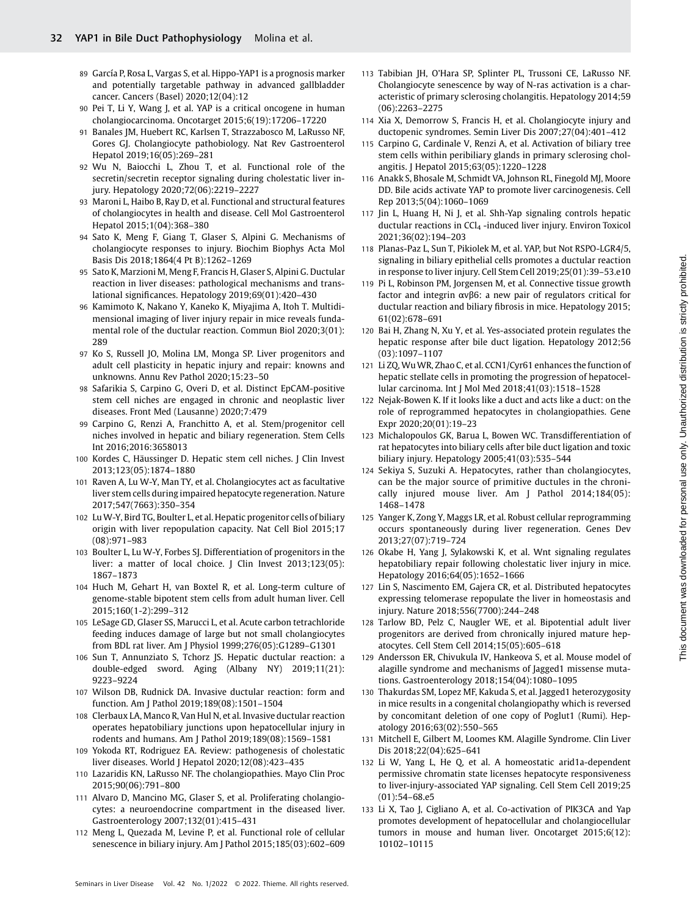89 García P, Rosa L, Vargas S, et al. Hippo-YAP1 is a prognosis marker and potentially targetable pathway in advanced gallbladder cancer. Cancers (Basel) 2020;12(04):12

90 Pei T, Li Y, Wang J, et al. YAP is a critical oncogene in human cholangiocarcinoma. Oncotarget 2015;6(19):17206–17220

91 Banales JM, Huebert RC, Karlsen T, Strazzabosco M, LaRusso NF, Gores GJ. Cholangiocyte pathobiology. Nat Rev Gastroenterol Hepatol 2019;16(05):269–281

92 Wu N, Baiocchi L, Zhou T, et al. Functional role of the secretin/secretin receptor signaling during cholestatic liver injury. Hepatology 2020;72(06):2219–2227

93 Maroni L, Haibo B, Ray D, et al. Functional and structural features of cholangiocytes in health and disease. Cell Mol Gastroenterol Hepatol 2015;1(04):368–380

94 Sato K, Meng F, Giang T, Glaser S, Alpini G. Mechanisms of cholangiocyte responses to injury. Biochim Biophys Acta Mol Basis Dis 2018;1864(4 Pt B):1262–1269

95 Sato K, Marzioni M, Meng F, Francis H, Glaser S, Alpini G. Ductular reaction in liver diseases: pathological mechanisms and translational significances. Hepatology 2019;69(01):420–430

96 Kamimoto K, Nakano Y, Kaneko K, Miyajima A, Itoh T. Multidimensional imaging of liver injury repair in mice reveals fundamental role of the ductular reaction. Commun Biol 2020;3(01):289

97 Ko S, Russell JO, Molina LM, Monga SP. Liver progenitors and adult cell plasticity in hepatic injury and repair: knowns and unknowns. Annu Rev Pathol 2020;15:23–50

98 Safarikia S, Carpino G, Overi D, et al. Distinct EpCAM-positive stem cell niches are engaged in chronic and neoplastic liver diseases. Front Med (Lausanne) 2020;7:479

99 Carpino G, Renzi A, Franchitto A, et al. Stem/progenitor cell niches involved in hepatic and biliary regeneration. Stem Cells Int 2016;2016:3658013

100 Kordes C, Häussinger D. Hepatic stem cell niches. J Clin Invest 2013;123(05):1874–1880

101 Raven A, Lu W-Y, Man TY, et al. Cholangiocytes act as facultative liver stem cells during impaired hepatocyte regeneration. Nature 2017;547(7663):350–354

102 Lu W-Y, Bird TG, Boulter L, et al. Hepatic progenitor cells of biliary origin with liver repopulation capacity. Nat Cell Biol 2015;17 (08):971–983

103 Boulter L, Lu W-Y, Forbes SJ. Differentiation of progenitors in the liver: a matter of local choice. J Clin Invest 2013;123(05): 1867–1873

104 Huch M, Gehart H, van Boxtel R, et al. Long-term culture of genome-stable bipotent stem cells from adult human liver. Cell 2015;160(1-2):299–312

105 LeSage GD, Glaser SS, Marucci L, et al. Acute carbon tetrachloride feeding induces damage of large but not small cholangiocytes from BDL rat liver. Am J Physiol 1999;276(05):G1289–G1301

106 Sun T, Annunziato S, Tchorz JS. Hepatic ductular reaction: a double-edged sword. Aging (Albany NY) 2019;11(21): 9223–9224

107 Wilson DB, Rudnick DA. Invasive ductular reaction: form and function. Am J Pathol 2019;189(08):1501–1504

108 Clerbaux LA, Manco R, Van Hul N, et al. Invasive ductular reaction operates hepatobiliary junctions upon hepatocellular injury in rodents and humans. Am J Pathol 2019;189(08):1569–1581

109 Yokoda RT, Rodriguez EA. Review: pathogenesis of cholestatic liver diseases. World J Hepatol 2020;12(08):423–435

110 Lazaridis KN, LaRusso NF. The cholangiopathies. Mayo Clin Proc 2015;90(06):791–800

111 Alvaro D, Mancino MG, Glaser S, et al. Proliferating cholangiocytes: a neuroendocrine compartment in the diseased liver. Gastroenterology 2007;132(01):415–431

112 Meng L, Quezada M, Levine P, et al. Functional role of cellular senescence in biliary injury. Am J Pathol 2015;185(03):602–609

113 Tabibian JH, O'Hara SP, Splinter PL, Trussoni CE, LaRusso NF. Cholangiocyte senescence by way of N-ras activation is a characteristic of primary sclerosing cholangitis. Hepatology 2014;59 (06):2263–2275

114 Xia X, Demorrow S, Francis H, et al. Cholangiocyte injury and ductopenic syndromes. Semin Liver Dis 2007;27(04):401–412

115 Carpino G, Cardinale V, Renzi A, et al. Activation of biliary tree stem cells within peribiliary glands in primary sclerosing cholangitis. J Hepatol 2015;63(05):1220–1228

116 Anakk S, Bhosale M, Schmidt VA, Johnson RL, Finegold MJ, Moore DD. Bile acids activate YAP to promote liver carcinogenesis. Cell Rep 2013;5(04):1060–1069

117 Jin L, Huang H, Ni J, et al. Shh-Yap signaling controls hepatic ductular reactions in $CCl_4$ -induced liver injury. Environ Toxicol 2021;36(02):194–203

118 Planas-Paz L, Sun T, Pikiolek M, et al. YAP, but Not RSPO-LGR4/5, signaling in biliary epithelial cells promotes a ductular reaction in response to liver injury. Cell Stem Cell 2019;25(01):39–53.e10

119 Pi L, Robinson PM, Jorgensen M, et al. Connective tissue growth factor and integrin αvβ6: a new pair of regulators critical for ductular reaction and biliary fibrosis in mice. Hepatology 2015; 61(02):678–691

120 Bai H, Zhang N, Xu Y, et al. Yes-associated protein regulates the hepatic response after bile duct ligation. Hepatology 2012;56 (03):1097–1107

121 Li ZQ, Wu WR, Zhao C, et al. CCN1/Cyr61 enhances the function of hepatic stellate cells in promoting the progression of hepatocellular carcinoma. Int J Mol Med 2018;41(03):1518–1528

122 Nejak-Bowen K. If it looks like a duct and acts like a duct: on the role of reprogrammed hepatocytes in cholangiopathies. Gene Expr 2020;20(01):19–23

123 Michalopoulos GK, Barua L, Bowen WC. Transdifferentiation of rat hepatocytes into biliary cells after bile duct ligation and toxic biliary injury. Hepatology 2005;41(03):535–544

124 Sekiya S, Suzuki A. Hepatocytes, rather than cholangiocytes, can be the major source of primitive ductules in the chronically injured mouse liver. Am J Pathol 2014;184(05): 1468–1478

125 Yanger K, Zong Y, Maggs LR, et al. Robust cellular reprogramming occurs spontaneously during liver regeneration. Genes Dev 2013;27(07):719–724

126 Okabe H, Yang J, Sylakowski K, et al. Wnt signaling regulates hepatobiliary repair following cholestatic liver injury in mice. Hepatology 2016;64(05):1652–1666

127 Lin S, Nascimento EM, Gajera CR, et al. Distributed hepatocytes expressing telomerase repopulate the liver in homeostasis and injury. Nature 2018;556(7700):244–248

128 Tarlow BD, Pelz C, Naugler WE, et al. Bipotential adult liver progenitors are derived from chronically injured mature hepatocytes. Cell Stem Cell 2014;15(05):605–618

129 Andersson ER, Chivukula IV, Hankeova S, et al. Mouse model of alagille syndrome and mechanisms of Jagged1 missense mutations. Gastroenterology 2018;154(04):1080–1095

130 Thakurdas SM, Lopez MF, Kakuda S, et al. Jagged1 heterozygosity in mice results in a congenital cholangiopathy which is reversed by concomitant deletion of one copy of Poglut1 (Rumi). Hepatology 2016;63(02):550–565

131 Mitchell E, Gilbert M, Loomes KM. Alagille Syndrome. Clin Liver Dis 2018;22(04):625–641

132 Li W, Yang L, He Q, et al. A homeostatic arid1a-dependent permissive chromatin state licenses hepatocyte responsiveness to liver-injury-associated YAP signaling. Cell Stem Cell 2019;25 (01):54–68.e5

133 Li X, Tao J, Cigliano A, et al. Co-activation of PIK3CA and Yap promotes development of hepatocellular and cholangiocellular tumors in mouse and human liver. Oncotarget 2015;6(12): 10102–10115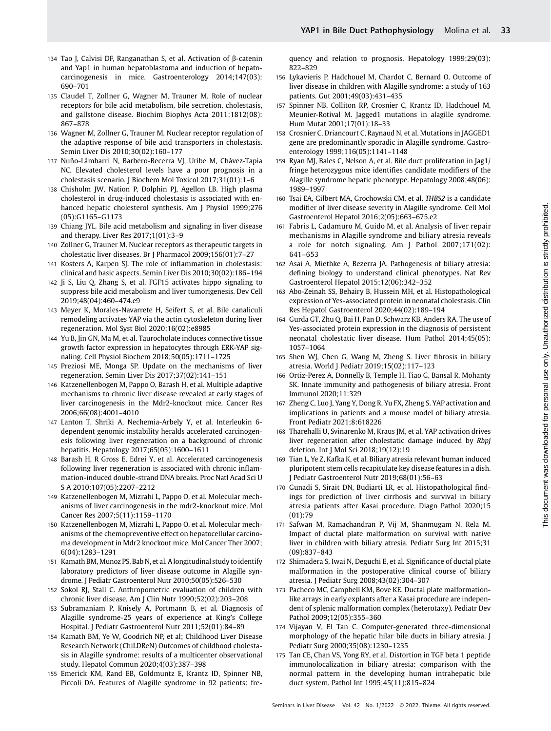134 Tao J, Calvisi DF, Ranganathan S, et al. Activation of β-catenin and Yap1 in human hepatoblastoma and induction of hepatocarcinogenesis in mice. Gastroenterology 2014;147(03): 690–701

135 Claudel T, Zollner G, Wagner M, Trauner M. Role of nuclear receptors for bile acid metabolism, bile secretion, cholestasis, and gallstone disease. Biochim Biophys Acta 2011;1812(08): 867–878

136 Wagner M, Zollner G, Trauner M. Nuclear receptor regulation of the adaptive response of bile acid transporters in cholestasis. Semin Liver Dis 2010;30(02):160–177

137 Nuño-Lámbarri N, Barbero-Becerra VJ, Uribe M, Chávez-Tapia NC. Elevated cholesterol levels have a poor prognosis in a cholestasis scenario. J Biochem Mol Toxicol 2017;31(01):1–6

138 Chisholm JW, Nation P, Dolphin PJ, Agellon LB. High plasma cholesterol in drug-induced cholestasis is associated with enhanced hepatic cholesterol synthesis. Am J Physiol 1999;276 (05):G1165–G1173

139 Chiang JYL. Bile acid metabolism and signaling in liver disease and therapy. Liver Res 2017;1(01):3–9

140 Zollner G, Trauner M. Nuclear receptors as therapeutic targets in cholestatic liver diseases. Br J Pharmacol 2009;156(01):7–27

141 Kosters A, Karpen SJ. The role of inflammation in cholestasis: clinical and basic aspects. Semin Liver Dis 2010;30(02):186–194

142 Ji S, Liu Q, Zhang S, et al. FGF15 activates hippo signaling to suppress bile acid metabolism and liver tumorigenesis. Dev Cell 2019;48(04):460–474.e9

143 Meyer K, Morales-Navarrete H, Seifert S, et al. Bile canaliculi remodeling activates YAP via the actin cytoskeleton during liver regeneration. Mol Syst Biol 2020;16(02):e8985

144 Yu B, Jin GN, Ma M, et al. Taurocholate induces connective tissue growth factor expression in hepatocytes through ERK-YAP signaling. Cell Physiol Biochem 2018;50(05):1711–1725

145 Preziosi ME, Monga SP. Update on the mechanisms of liver regeneration. Semin Liver Dis 2017;37(02):141–151

146 Katzenellenbogen M, Pappo O, Barash H, et al. Multiple adaptive mechanisms to chronic liver disease revealed at early stages of liver carcinogenesis in the Mdr2-knockout mice. Cancer Res 2006;66(08):4001–4010

147 Lanton T, Shriki A, Nechemia-Arbely Y, et al. Interleukin 6-dependent genomic instability heralds accelerated carcinogenesis following liver regeneration on a background of chronic hepatitis. Hepatology 2017;65(05):1600–1611

148 Barash H, R Gross E, Edrei Y, et al. Accelerated carcinogenesis following liver regeneration is associated with chronic inflammation-induced double-strand DNA breaks. Proc Natl Acad Sci U S A 2010;107(05):2207–2212

149 Katzenellenbogen M, Mizrahi L, Pappo O, et al. Molecular mechanisms of liver carcinogenesis in the mdr2-knockout mice. Mol Cancer Res 2007;5(11):1159–1170

150 Katzenellenbogen M, Mizrahi L, Pappo O, et al. Molecular mechanisms of the chemopreventive effect on hepatocellular carcinoma development in Mdr2 knockout mice. Mol Cancer Ther 2007; 6(04):1283–1291

151 Kamath BM, Munoz PS, Bab N, et al. A longitudinal study to identify laboratory predictors of liver disease outcome in Alagille syndrome. J Pediatr Gastroenterol Nutr 2010;50(05):526–530

152 Sokol RJ, Stall C. Anthropometric evaluation of children with chronic liver disease. Am J Clin Nutr 1990;52(02):203–208

153 Subramaniam P, Knisely A, Portmann B, et al. Diagnosis of Alagille syndrome-25 years of experience at King's College Hospital. J Pediatr Gastroenterol Nutr 2011;52(01):84–89

154 Kamath BM, Ye W, Goodrich NP, et al; Childhood Liver Disease Research Network (ChiLDReN) Outcomes of childhood cholestasis in Alagille syndrome: results of a multicenter observational study. Hepatol Commun 2020;4(03):387–398

155 Emerick KM, Rand EB, Goldmuntz E, Krantz ID, Spinner NB, Piccoli DA. Features of Alagille syndrome in 92 patients: frequency and relation to prognosis. Hepatology 1999;29(03): 822–829

156 Lykavieris P, Hadchouel M, Chardot C, Bernard O. Outcome of liver disease in children with Alagille syndrome: a study of 163 patients. Gut 2001;49(03):431–435

157 Spinner NB, Colliton RP, Crosnier C, Krantz ID, Hadchouel M, Meunier-Rotival M. Jagged1 mutations in alagille syndrome. Hum Mutat 2001;17(01):18–33

158 Crosnier C, Driancourt C, Raynaud N, et al. Mutations in JAGGED1 gene are predominantly sporadic in Alagille syndrome. Gastroenterology 1999;116(05):1141–1148

159 Ryan MJ, Bales C, Nelson A, et al. Bile duct proliferation in Jag1/fringe heterozygous mice identifies candidate modifiers of the Alagille syndrome hepatic phenotype. Hepatology 2008;48(06): 1989–1997

160 Tsai EA, Gilbert MA, Grochowski CM, et al. *THBS2* is a candidate modifier of liver disease severity in Alagille syndrome. Cell Mol Gastroenterol Hepatol 2016;2(05):663–675.e2

161 Fabris L, Cadamuro M, Guido M, et al. Analysis of liver repair mechanisms in Alagille syndrome and biliary atresia reveals a role for notch signaling. Am J Pathol 2007;171(02): 641–653

162 Asai A, Miethke A, Bezerra JA. Pathogenesis of biliary atresia: defining biology to understand clinical phenotypes. Nat Rev Gastroenterol Hepatol 2015;12(06):342–352

163 Abo-Zeinah SS, Behairy B, Hussein MH, et al. Histopathological expression of Yes-associated protein in neonatal cholestasis. Clin Res Hepatol Gastroenterol 2020;44(02):189–194

164 Gurda GT, Zhu Q, Bai H, Pan D, Schwarz KB, Anders RA. The use of Yes-associated protein expression in the diagnosis of persistent neonatal cholestatic liver disease. Hum Pathol 2014;45(05): 1057–1064

165 Shen WJ, Chen G, Wang M, Zheng S. Liver fibrosis in biliary atresia. World J Pediatr 2019;15(02):117–123

166 Ortiz-Perez A, Donnelly B, Temple H, Tiao G, Bansal R, Mohanty SK. Innate immunity and pathogenesis of biliary atresia. Front Immunol 2020;11:329

167 Zheng C, Luo J, Yang Y, Dong R, Yu FX, Zheng S. YAP activation and implications in patients and a mouse model of biliary atresia. Front Pediatr 2021;8:618226

168 Tharehalli U, Svinarenko M, Kraus JM, et al. YAP activation drives liver regeneration after cholestatic damage induced by *Rbpj* deletion. Int J Mol Sci 2018;19(12):19

169 Tian L, Ye Z, Kafka K, et al. Biliary atresia relevant human induced pluripotent stem cells recapitulate key disease features in a dish. J Pediatr Gastroenterol Nutr 2019;68(01):56–63

170 Gunadi S, Sirait DN, Budiarti LR, et al. Histopathological findings for prediction of liver cirrhosis and survival in biliary atresia patients after Kasai procedure. Diagn Pathol 2020;15 (01):79

171 Safwan M, Ramachandran P, Vij M, Shanmugam N, Rela M. Impact of ductal plate malformation on survival with native liver in children with biliary atresia. Pediatr Surg Int 2015;31 (09):837–843

172 Shimadera S, Iwai N, Deguchi E, et al. Significance of ductal plate malformation in the postoperative clinical course of biliary atresia. J Pediatr Surg 2008;43(02):304–307

173 Pacheco MC, Campbell KM, Bove KE. Ductal plate malformation-like arrays in early explants after a Kasai procedure are independent of splenic malformation complex (heterotaxy). Pediatr Dev Pathol 2009;12(05):355–360

174 Vijayan V, El Tan C. Computer-generated three-dimensional morphology of the hepatic hilar bile ducts in biliary atresia. J Pediatr Surg 2000;35(08):1230–1235

175 Tan CE, Chan VS, Yong RY, et al. Distortion in TGF beta 1 peptide immunolocalization in biliary atresia: comparison with the normal pattern in the developing human intrahepatic bile duct system. Pathol Int 1995;45(11):815–824